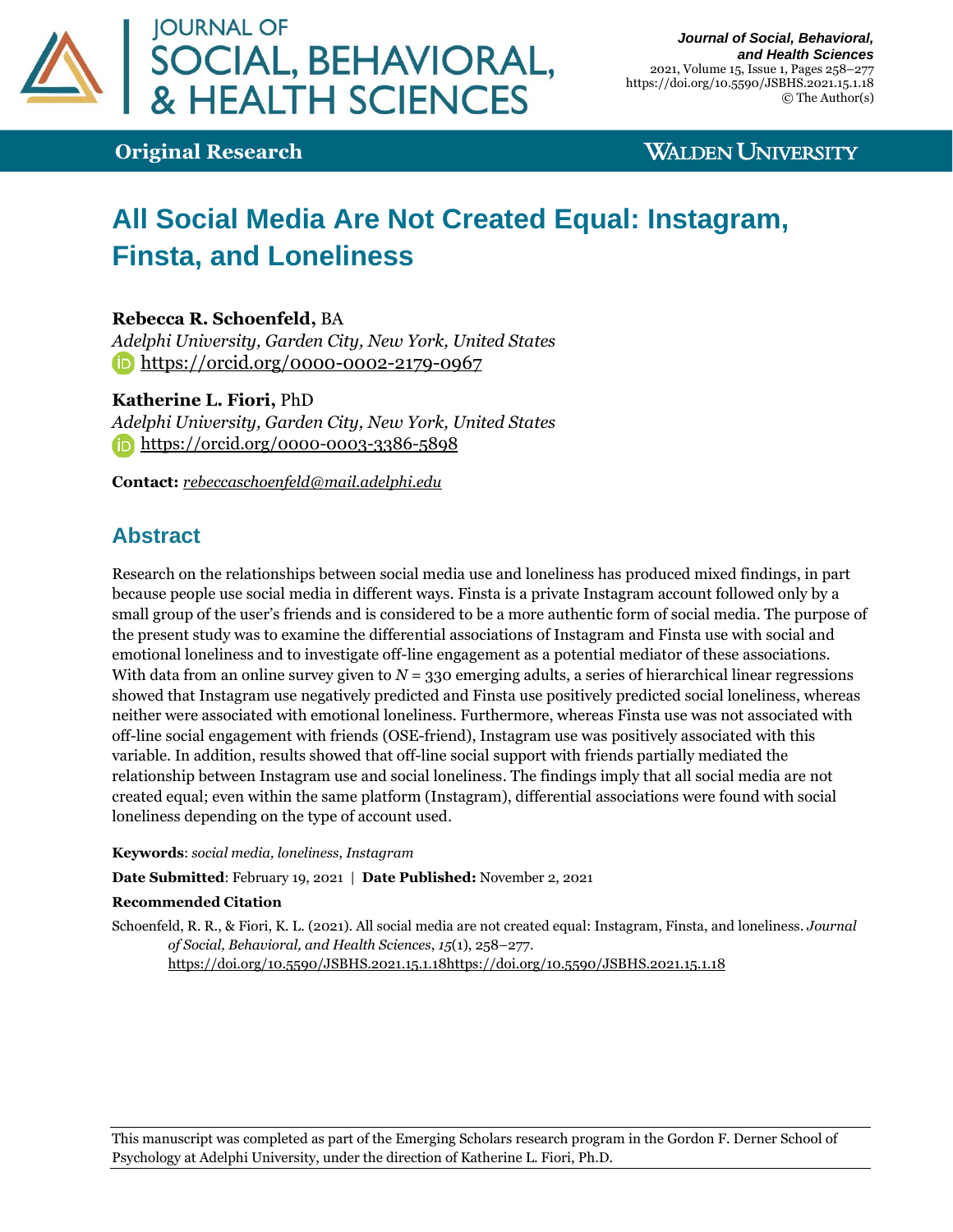# All Social Media Are Not Created Equal: Instagram, Finsta, and Loneliness

**Rebecca R. Schoenfeld,** BA
*Adelphi University, Garden City, New York, United States*
https://orcid.org/0000-0002-2179-0967

**Katherine L. Fiori,** PhD
*Adelphi University, Garden City, New York, United States*
https://orcid.org/0000-0003-3386-5898

**Contact:** *rebeccaschoenfeld@mail.adelphi.edu*

## Abstract

Research on the relationships between social media use and loneliness has produced mixed findings, in part because people use social media in different ways. Finsta is a private Instagram account followed only by a small group of the user's friends and is considered to be a more authentic form of social media. The purpose of the present study was to examine the differential associations of Instagram and Finsta use with social and emotional loneliness and to investigate off-line engagement as a potential mediator of these associations. With data from an online survey given to $N$ = 330 emerging adults, a series of hierarchical linear regressions showed that Instagram use negatively predicted and Finsta use positively predicted social loneliness, whereas neither were associated with emotional loneliness. Furthermore, whereas Finsta use was not associated with off-line social engagement with friends (OSE-friend), Instagram use was positively associated with this variable. In addition, results showed that off-line social support with friends partially mediated the relationship between Instagram use and social loneliness. The findings imply that all social media are not created equal; even within the same platform (Instagram), differential associations were found with social loneliness depending on the type of account used.

**Keywords**: *social media, loneliness, Instagram*

**Date Submitted**: February 19, 2021 | **Date Published:** November 2, 2021

**Recommended Citation**

Schoenfeld, R. R., & Fiori, K. L. (2021). All social media are not created equal: Instagram, Finsta, and loneliness. *Journal of Social, Behavioral, and Health Sciences*, *15*(1), 258–277. https://doi.org/10.5590/JSBHS.2021.15.1.18https://doi.org/10.5590/JSBHS.2021.15.1.18

---

This manuscript was completed as part of the Emerging Scholars research program in the Gordon F. Derner School of Psychology at Adelphi University, under the direction of Katherine L. Fiori, Ph.D.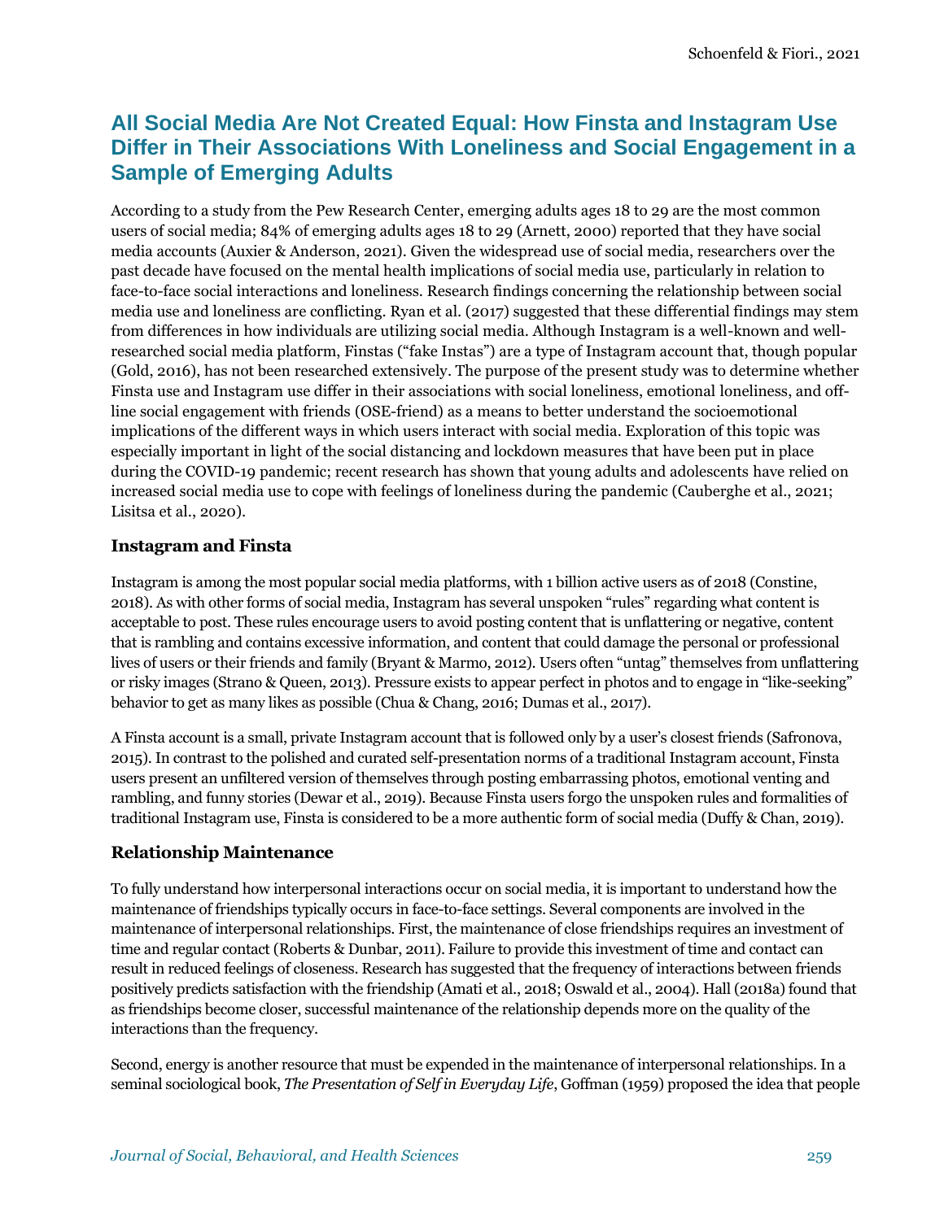# All Social Media Are Not Created Equal: How Finsta and Instagram Use Differ in Their Associations With Loneliness and Social Engagement in a Sample of Emerging Adults

According to a study from the Pew Research Center, emerging adults ages 18 to 29 are the most common users of social media; 84% of emerging adults ages 18 to 29 (Arnett, 2000) reported that they have social media accounts (Auxier & Anderson, 2021). Given the widespread use of social media, researchers over the past decade have focused on the mental health implications of social media use, particularly in relation to face-to-face social interactions and loneliness. Research findings concerning the relationship between social media use and loneliness are conflicting. Ryan et al. (2017) suggested that these differential findings may stem from differences in how individuals are utilizing social media. Although Instagram is a well-known and well-researched social media platform, Finstas ("fake Instas") are a type of Instagram account that, though popular (Gold, 2016), has not been researched extensively. The purpose of the present study was to determine whether Finsta use and Instagram use differ in their associations with social loneliness, emotional loneliness, and off-line social engagement with friends (OSE-friend) as a means to better understand the socioemotional implications of the different ways in which users interact with social media. Exploration of this topic was especially important in light of the social distancing and lockdown measures that have been put in place during the COVID-19 pandemic; recent research has shown that young adults and adolescents have relied on increased social media use to cope with feelings of loneliness during the pandemic (Cauberghe et al., 2021; Lisitsa et al., 2020).

### Instagram and Finsta

Instagram is among the most popular social media platforms, with 1 billion active users as of 2018 (Constine, 2018). As with other forms of social media, Instagram has several unspoken "rules" regarding what content is acceptable to post. These rules encourage users to avoid posting content that is unflattering or negative, content that is rambling and contains excessive information, and content that could damage the personal or professional lives of users or their friends and family (Bryant & Marmo, 2012). Users often "untag" themselves from unflattering or risky images (Strano & Queen, 2013). Pressure exists to appear perfect in photos and to engage in "like-seeking" behavior to get as many likes as possible (Chua & Chang, 2016; Dumas et al., 2017).

A Finsta account is a small, private Instagram account that is followed only by a user's closest friends (Safronova, 2015). In contrast to the polished and curated self-presentation norms of a traditional Instagram account, Finsta users present an unfiltered version of themselves through posting embarrassing photos, emotional venting and rambling, and funny stories (Dewar et al., 2019). Because Finsta users forgo the unspoken rules and formalities of traditional Instagram use, Finsta is considered to be a more authentic form of social media (Duffy & Chan, 2019).

### Relationship Maintenance

To fully understand how interpersonal interactions occur on social media, it is important to understand how the maintenance of friendships typically occurs in face-to-face settings. Several components are involved in the maintenance of interpersonal relationships. First, the maintenance of close friendships requires an investment of time and regular contact (Roberts & Dunbar, 2011). Failure to provide this investment of time and contact can result in reduced feelings of closeness. Research has suggested that the frequency of interactions between friends positively predicts satisfaction with the friendship (Amati et al., 2018; Oswald et al., 2004). Hall (2018a) found that as friendships become closer, successful maintenance of the relationship depends more on the quality of the interactions than the frequency.

Second, energy is another resource that must be expended in the maintenance of interpersonal relationships. In a seminal sociological book, *The Presentation of Self in Everyday Life*, Goffman (1959) proposed the idea that people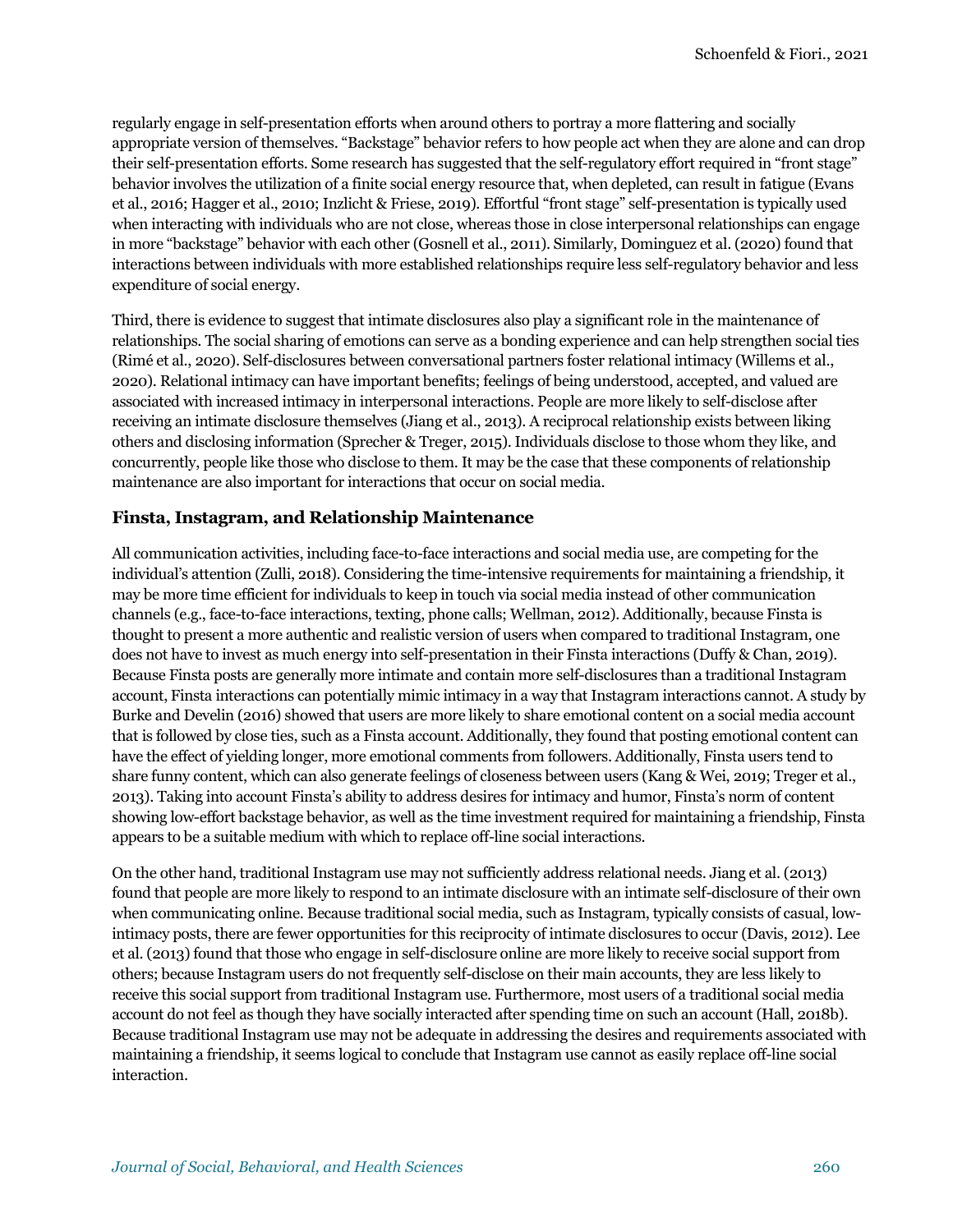regularly engage in self-presentation efforts when around others to portray a more flattering and socially appropriate version of themselves. "Backstage" behavior refers to how people act when they are alone and can drop their self-presentation efforts. Some research has suggested that the self-regulatory effort required in "front stage" behavior involves the utilization of a finite social energy resource that, when depleted, can result in fatigue (Evans et al., 2016; Hagger et al., 2010; Inzlicht & Friese, 2019). Effortful "front stage" self-presentation is typically used when interacting with individuals who are not close, whereas those in close interpersonal relationships can engage in more "backstage" behavior with each other (Gosnell et al., 2011). Similarly, Dominguez et al. (2020) found that interactions between individuals with more established relationships require less self-regulatory behavior and less expenditure of social energy.

Third, there is evidence to suggest that intimate disclosures also play a significant role in the maintenance of relationships. The social sharing of emotions can serve as a bonding experience and can help strengthen social ties (Rimé et al., 2020). Self-disclosures between conversational partners foster relational intimacy (Willems et al., 2020). Relational intimacy can have important benefits; feelings of being understood, accepted, and valued are associated with increased intimacy in interpersonal interactions. People are more likely to self-disclose after receiving an intimate disclosure themselves (Jiang et al., 2013). A reciprocal relationship exists between liking others and disclosing information (Sprecher & Treger, 2015). Individuals disclose to those whom they like, and concurrently, people like those who disclose to them. It may be the case that these components of relationship maintenance are also important for interactions that occur on social media.

## Finsta, Instagram, and Relationship Maintenance

All communication activities, including face-to-face interactions and social media use, are competing for the individual's attention (Zulli, 2018). Considering the time-intensive requirements for maintaining a friendship, it may be more time efficient for individuals to keep in touch via social media instead of other communication channels (e.g., face-to-face interactions, texting, phone calls; Wellman, 2012). Additionally, because Finsta is thought to present a more authentic and realistic version of users when compared to traditional Instagram, one does not have to invest as much energy into self-presentation in their Finsta interactions (Duffy & Chan, 2019). Because Finsta posts are generally more intimate and contain more self-disclosures than a traditional Instagram account, Finsta interactions can potentially mimic intimacy in a way that Instagram interactions cannot. A study by Burke and Develin (2016) showed that users are more likely to share emotional content on a social media account that is followed by close ties, such as a Finsta account. Additionally, they found that posting emotional content can have the effect of yielding longer, more emotional comments from followers. Additionally, Finsta users tend to share funny content, which can also generate feelings of closeness between users (Kang & Wei, 2019; Treger et al., 2013). Taking into account Finsta's ability to address desires for intimacy and humor, Finsta's norm of content showing low-effort backstage behavior, as well as the time investment required for maintaining a friendship, Finsta appears to be a suitable medium with which to replace off-line social interactions.

On the other hand, traditional Instagram use may not sufficiently address relational needs. Jiang et al. (2013) found that people are more likely to respond to an intimate disclosure with an intimate self-disclosure of their own when communicating online. Because traditional social media, such as Instagram, typically consists of casual, low-intimacy posts, there are fewer opportunities for this reciprocity of intimate disclosures to occur (Davis, 2012). Lee et al. (2013) found that those who engage in self-disclosure online are more likely to receive social support from others; because Instagram users do not frequently self-disclose on their main accounts, they are less likely to receive this social support from traditional Instagram use. Furthermore, most users of a traditional social media account do not feel as though they have socially interacted after spending time on such an account (Hall, 2018b). Because traditional Instagram use may not be adequate in addressing the desires and requirements associated with maintaining a friendship, it seems logical to conclude that Instagram use cannot as easily replace off-line social interaction.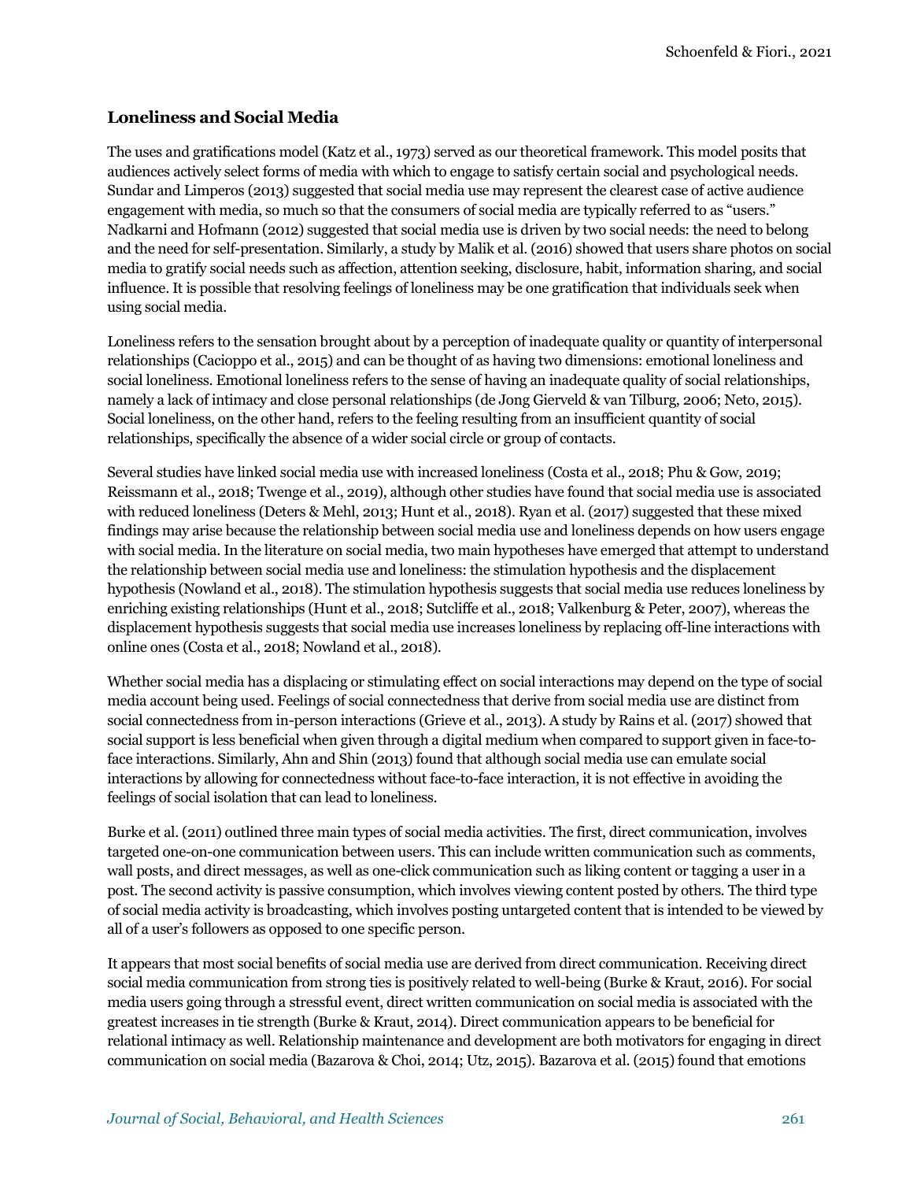## Loneliness and Social Media

The uses and gratifications model (Katz et al., 1973) served as our theoretical framework. This model posits that audiences actively select forms of media with which to engage to satisfy certain social and psychological needs. Sundar and Limperos (2013) suggested that social media use may represent the clearest case of active audience engagement with media, so much so that the consumers of social media are typically referred to as "users." Nadkarni and Hofmann (2012) suggested that social media use is driven by two social needs: the need to belong and the need for self-presentation. Similarly, a study by Malik et al. (2016) showed that users share photos on social media to gratify social needs such as affection, attention seeking, disclosure, habit, information sharing, and social influence. It is possible that resolving feelings of loneliness may be one gratification that individuals seek when using social media.

Loneliness refers to the sensation brought about by a perception of inadequate quality or quantity of interpersonal relationships (Cacioppo et al., 2015) and can be thought of as having two dimensions: emotional loneliness and social loneliness. Emotional loneliness refers to the sense of having an inadequate quality of social relationships, namely a lack of intimacy and close personal relationships (de Jong Gierveld & van Tilburg, 2006; Neto, 2015). Social loneliness, on the other hand, refers to the feeling resulting from an insufficient quantity of social relationships, specifically the absence of a wider social circle or group of contacts.

Several studies have linked social media use with increased loneliness (Costa et al., 2018; Phu & Gow, 2019; Reissmann et al., 2018; Twenge et al., 2019), although other studies have found that social media use is associated with reduced loneliness (Deters & Mehl, 2013; Hunt et al., 2018). Ryan et al. (2017) suggested that these mixed findings may arise because the relationship between social media use and loneliness depends on how users engage with social media. In the literature on social media, two main hypotheses have emerged that attempt to understand the relationship between social media use and loneliness: the stimulation hypothesis and the displacement hypothesis (Nowland et al., 2018). The stimulation hypothesis suggests that social media use reduces loneliness by enriching existing relationships (Hunt et al., 2018; Sutcliffe et al., 2018; Valkenburg & Peter, 2007), whereas the displacement hypothesis suggests that social media use increases loneliness by replacing off-line interactions with online ones (Costa et al., 2018; Nowland et al., 2018).

Whether social media has a displacing or stimulating effect on social interactions may depend on the type of social media account being used. Feelings of social connectedness that derive from social media use are distinct from social connectedness from in-person interactions (Grieve et al., 2013). A study by Rains et al. (2017) showed that social support is less beneficial when given through a digital medium when compared to support given in face-to-face interactions. Similarly, Ahn and Shin (2013) found that although social media use can emulate social interactions by allowing for connectedness without face-to-face interaction, it is not effective in avoiding the feelings of social isolation that can lead to loneliness.

Burke et al. (2011) outlined three main types of social media activities. The first, direct communication, involves targeted one-on-one communication between users. This can include written communication such as comments, wall posts, and direct messages, as well as one-click communication such as liking content or tagging a user in a post. The second activity is passive consumption, which involves viewing content posted by others. The third type of social media activity is broadcasting, which involves posting untargeted content that is intended to be viewed by all of a user's followers as opposed to one specific person.

It appears that most social benefits of social media use are derived from direct communication. Receiving direct social media communication from strong ties is positively related to well-being (Burke & Kraut, 2016). For social media users going through a stressful event, direct written communication on social media is associated with the greatest increases in tie strength (Burke & Kraut, 2014). Direct communication appears to be beneficial for relational intimacy as well. Relationship maintenance and development are both motivators for engaging in direct communication on social media (Bazarova & Choi, 2014; Utz, 2015). Bazarova et al. (2015) found that emotions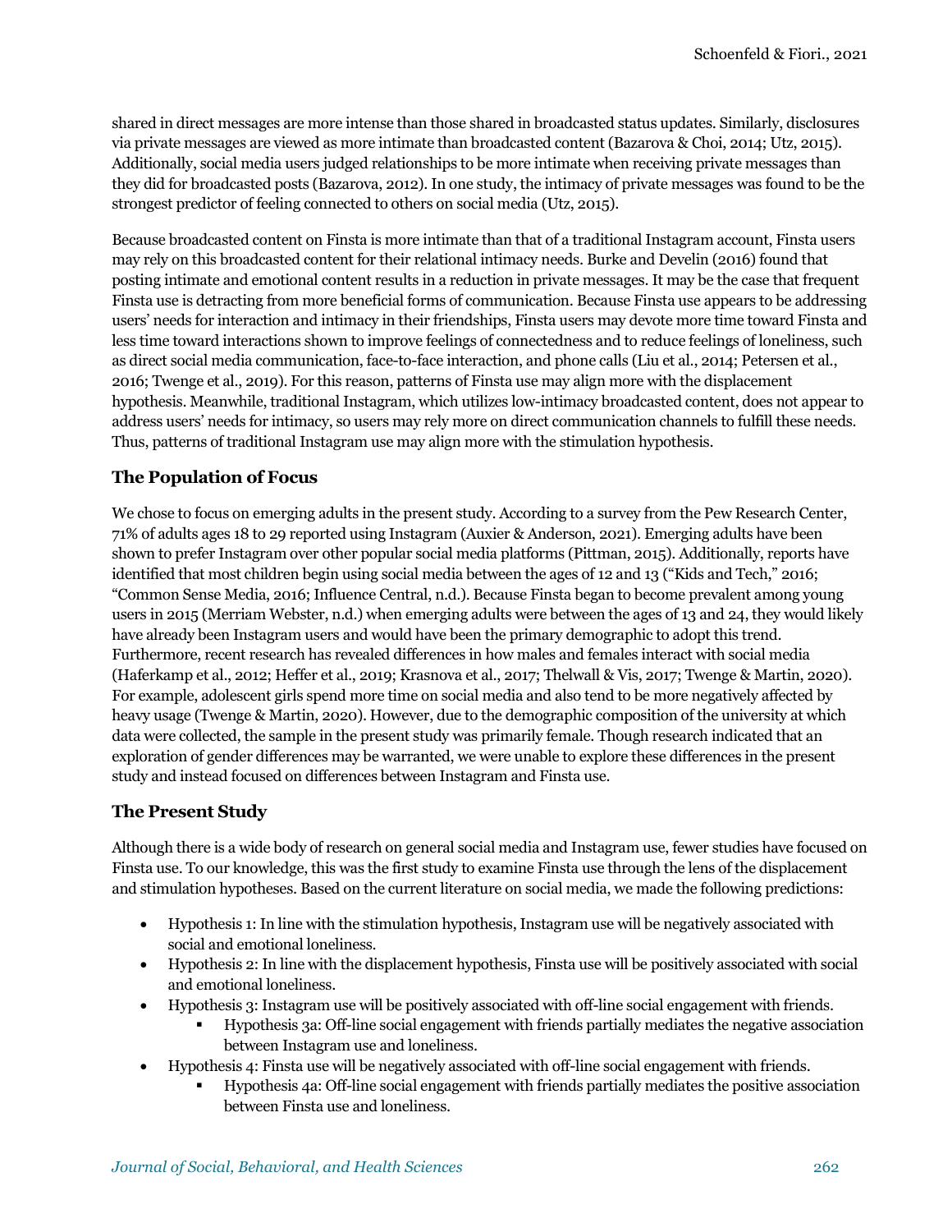shared in direct messages are more intense than those shared in broadcasted status updates. Similarly, disclosures via private messages are viewed as more intimate than broadcasted content (Bazarova & Choi, 2014; Utz, 2015). Additionally, social media users judged relationships to be more intimate when receiving private messages than they did for broadcasted posts (Bazarova, 2012). In one study, the intimacy of private messages was found to be the strongest predictor of feeling connected to others on social media (Utz, 2015).

Because broadcasted content on Finsta is more intimate than that of a traditional Instagram account, Finsta users may rely on this broadcasted content for their relational intimacy needs. Burke and Develin (2016) found that posting intimate and emotional content results in a reduction in private messages. It may be the case that frequent Finsta use is detracting from more beneficial forms of communication. Because Finsta use appears to be addressing users' needs for interaction and intimacy in their friendships, Finsta users may devote more time toward Finsta and less time toward interactions shown to improve feelings of connectedness and to reduce feelings of loneliness, such as direct social media communication, face-to-face interaction, and phone calls (Liu et al., 2014; Petersen et al., 2016; Twenge et al., 2019). For this reason, patterns of Finsta use may align more with the displacement hypothesis. Meanwhile, traditional Instagram, which utilizes low-intimacy broadcasted content, does not appear to address users' needs for intimacy, so users may rely more on direct communication channels to fulfill these needs. Thus, patterns of traditional Instagram use may align more with the stimulation hypothesis.

## The Population of Focus

We chose to focus on emerging adults in the present study. According to a survey from the Pew Research Center, 71% of adults ages 18 to 29 reported using Instagram (Auxier & Anderson, 2021). Emerging adults have been shown to prefer Instagram over other popular social media platforms (Pittman, 2015). Additionally, reports have identified that most children begin using social media between the ages of 12 and 13 ("Kids and Tech," 2016; "Common Sense Media, 2016; Influence Central, n.d.). Because Finsta began to become prevalent among young users in 2015 (Merriam Webster, n.d.) when emerging adults were between the ages of 13 and 24, they would likely have already been Instagram users and would have been the primary demographic to adopt this trend. Furthermore, recent research has revealed differences in how males and females interact with social media (Haferkamp et al., 2012; Heffer et al., 2019; Krasnova et al., 2017; Thelwall & Vis, 2017; Twenge & Martin, 2020). For example, adolescent girls spend more time on social media and also tend to be more negatively affected by heavy usage (Twenge & Martin, 2020). However, due to the demographic composition of the university at which data were collected, the sample in the present study was primarily female. Though research indicated that an exploration of gender differences may be warranted, we were unable to explore these differences in the present study and instead focused on differences between Instagram and Finsta use.

## The Present Study

Although there is a wide body of research on general social media and Instagram use, fewer studies have focused on Finsta use. To our knowledge, this was the first study to examine Finsta use through the lens of the displacement and stimulation hypotheses. Based on the current literature on social media, we made the following predictions:

- Hypothesis 1: In line with the stimulation hypothesis, Instagram use will be negatively associated with social and emotional loneliness.
- Hypothesis 2: In line with the displacement hypothesis, Finsta use will be positively associated with social and emotional loneliness.
- Hypothesis 3: Instagram use will be positively associated with off-line social engagement with friends.
  - Hypothesis 3a: Off-line social engagement with friends partially mediates the negative association between Instagram use and loneliness.
- Hypothesis 4: Finsta use will be negatively associated with off-line social engagement with friends.
  - Hypothesis 4a: Off-line social engagement with friends partially mediates the positive association between Finsta use and loneliness.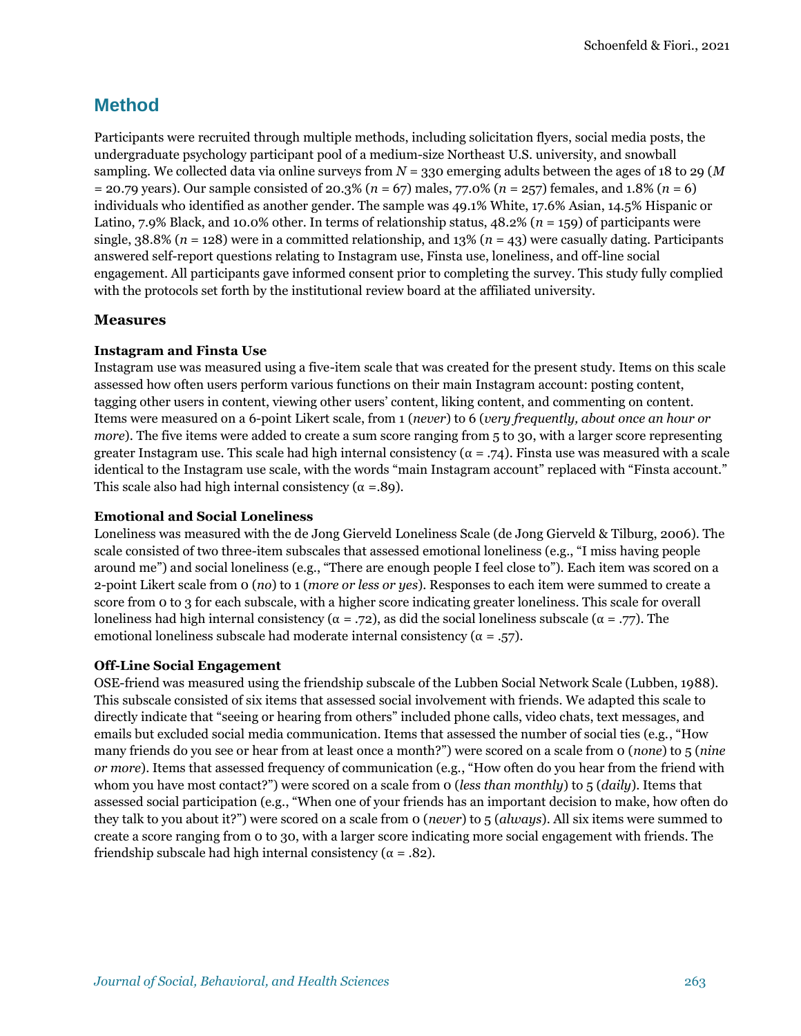## Method

Participants were recruited through multiple methods, including solicitation flyers, social media posts, the undergraduate psychology participant pool of a medium-size Northeast U.S. university, and snowball sampling. We collected data via online surveys from $N = 330$ emerging adults between the ages of 18 to 29 ($M = 20.79$ years). Our sample consisted of 20.3% ($n = 67$) males, 77.0% ($n = 257$) females, and 1.8% ($n = 6$) individuals who identified as another gender. The sample was 49.1% White, 17.6% Asian, 14.5% Hispanic or Latino, 7.9% Black, and 10.0% other. In terms of relationship status, 48.2% ($n = 159$) of participants were single, 38.8% ($n = 128$) were in a committed relationship, and 13% ($n = 43$) were casually dating. Participants answered self-report questions relating to Instagram use, Finsta use, loneliness, and off-line social engagement. All participants gave informed consent prior to completing the survey. This study fully complied with the protocols set forth by the institutional review board at the affiliated university.

### Measures

#### Instagram and Finsta Use

Instagram use was measured using a five-item scale that was created for the present study. Items on this scale assessed how often users perform various functions on their main Instagram account: posting content, tagging other users in content, viewing other users' content, liking content, and commenting on content. Items were measured on a 6-point Likert scale, from 1 (*never*) to 6 (*very frequently, about once an hour or more*). The five items were added to create a sum score ranging from 5 to 30, with a larger score representing greater Instagram use. This scale had high internal consistency ($\alpha = .74$). Finsta use was measured with a scale identical to the Instagram use scale, with the words "main Instagram account" replaced with "Finsta account." This scale also had high internal consistency ($\alpha = .89$).

#### Emotional and Social Loneliness

Loneliness was measured with the de Jong Gierveld Loneliness Scale (de Jong Gierveld & Tilburg, 2006). The scale consisted of two three-item subscales that assessed emotional loneliness (e.g., "I miss having people around me") and social loneliness (e.g., "There are enough people I feel close to"). Each item was scored on a 2-point Likert scale from 0 (*no*) to 1 (*more or less or yes*). Responses to each item were summed to create a score from 0 to 3 for each subscale, with a higher score indicating greater loneliness. This scale for overall loneliness had high internal consistency ($\alpha = .72$), as did the social loneliness subscale ($\alpha = .77$). The emotional loneliness subscale had moderate internal consistency ($\alpha = .57$).

#### Off-Line Social Engagement

OSE-friend was measured using the friendship subscale of the Lubben Social Network Scale (Lubben, 1988). This subscale consisted of six items that assessed social involvement with friends. We adapted this scale to directly indicate that "seeing or hearing from others" included phone calls, video chats, text messages, and emails but excluded social media communication. Items that assessed the number of social ties (e.g., "How many friends do you see or hear from at least once a month?") were scored on a scale from 0 (*none*) to 5 (*nine or more*). Items that assessed frequency of communication (e.g., "How often do you hear from the friend with whom you have most contact?") were scored on a scale from 0 (*less than monthly*) to 5 (*daily*). Items that assessed social participation (e.g., "When one of your friends has an important decision to make, how often do they talk to you about it?") were scored on a scale from 0 (*never*) to 5 (*always*). All six items were summed to create a score ranging from 0 to 30, with a larger score indicating more social engagement with friends. The friendship subscale had high internal consistency ($\alpha = .82$).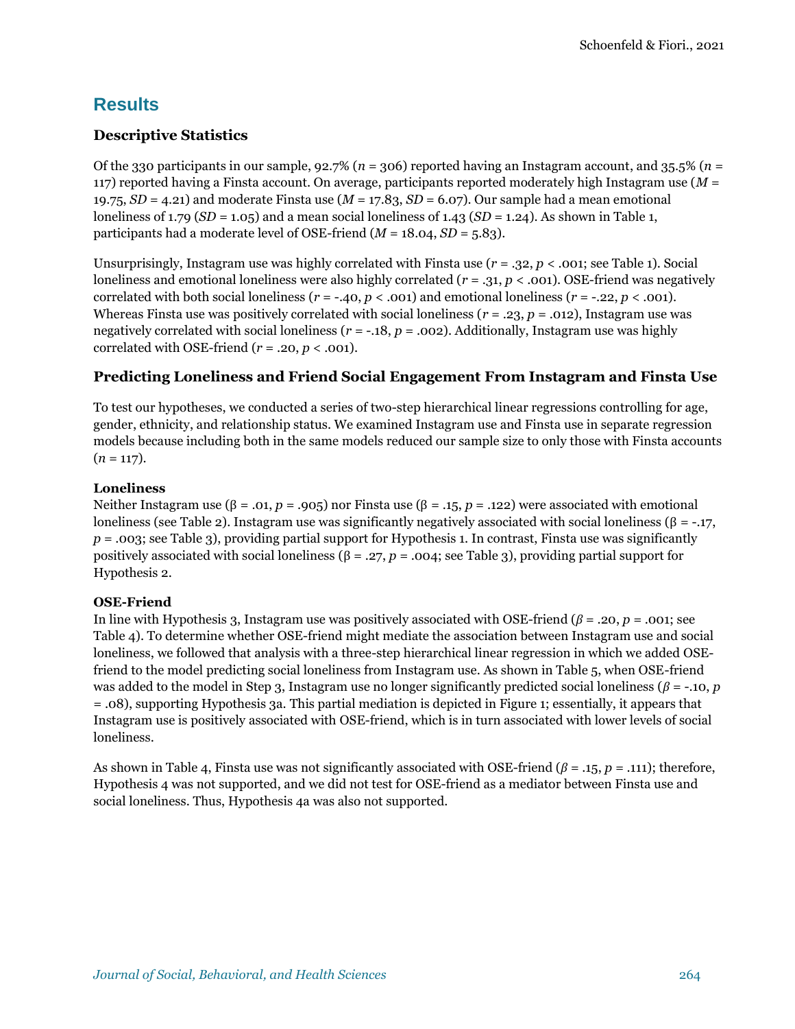## Results

### Descriptive Statistics

Of the 330 participants in our sample, 92.7% ($n$ = 306) reported having an Instagram account, and 35.5% ($n$ = 117) reported having a Finsta account. On average, participants reported moderately high Instagram use ($M$ = 19.75, $SD$ = 4.21) and moderate Finsta use ($M$ = 17.83, $SD$ = 6.07). Our sample had a mean emotional loneliness of 1.79 ($SD$ = 1.05) and a mean social loneliness of 1.43 ($SD$ = 1.24). As shown in Table 1, participants had a moderate level of OSE-friend ($M$ = 18.04, $SD$ = 5.83).

Unsurprisingly, Instagram use was highly correlated with Finsta use ($r$ = .32, $p$ < .001; see Table 1). Social loneliness and emotional loneliness were also highly correlated ($r$ = .31, $p$ < .001). OSE-friend was negatively correlated with both social loneliness ($r$ = -.40, $p$ < .001) and emotional loneliness ($r$ = -.22, $p$ < .001). Whereas Finsta use was positively correlated with social loneliness ($r$ = .23, $p$ = .012), Instagram use was negatively correlated with social loneliness ($r$ = -.18, $p$ = .002). Additionally, Instagram use was highly correlated with OSE-friend ($r$ = .20, $p$ < .001).

### Predicting Loneliness and Friend Social Engagement From Instagram and Finsta Use

To test our hypotheses, we conducted a series of two-step hierarchical linear regressions controlling for age, gender, ethnicity, and relationship status. We examined Instagram use and Finsta use in separate regression models because including both in the same models reduced our sample size to only those with Finsta accounts ($n$ = 117).

#### Loneliness

Neither Instagram use (β = .01, $p$ = .905) nor Finsta use (β = .15, $p$ = .122) were associated with emotional loneliness (see Table 2). Instagram use was significantly negatively associated with social loneliness (β = -.17, $p$ = .003; see Table 3), providing partial support for Hypothesis 1. In contrast, Finsta use was significantly positively associated with social loneliness (β = .27, $p$ = .004; see Table 3), providing partial support for Hypothesis 2.

#### OSE-Friend

In line with Hypothesis 3, Instagram use was positively associated with OSE-friend ($\beta$ = .20, $p$ = .001; see Table 4). To determine whether OSE-friend might mediate the association between Instagram use and social loneliness, we followed that analysis with a three-step hierarchical linear regression in which we added OSE-friend to the model predicting social loneliness from Instagram use. As shown in Table 5, when OSE-friend was added to the model in Step 3, Instagram use no longer significantly predicted social loneliness ($\beta$ = -.10, $p$ = .08), supporting Hypothesis 3a. This partial mediation is depicted in Figure 1; essentially, it appears that Instagram use is positively associated with OSE-friend, which is in turn associated with lower levels of social loneliness.

As shown in Table 4, Finsta use was not significantly associated with OSE-friend ($\beta$ = .15, $p$ = .111); therefore, Hypothesis 4 was not supported, and we did not test for OSE-friend as a mediator between Finsta use and social loneliness. Thus, Hypothesis 4a was also not supported.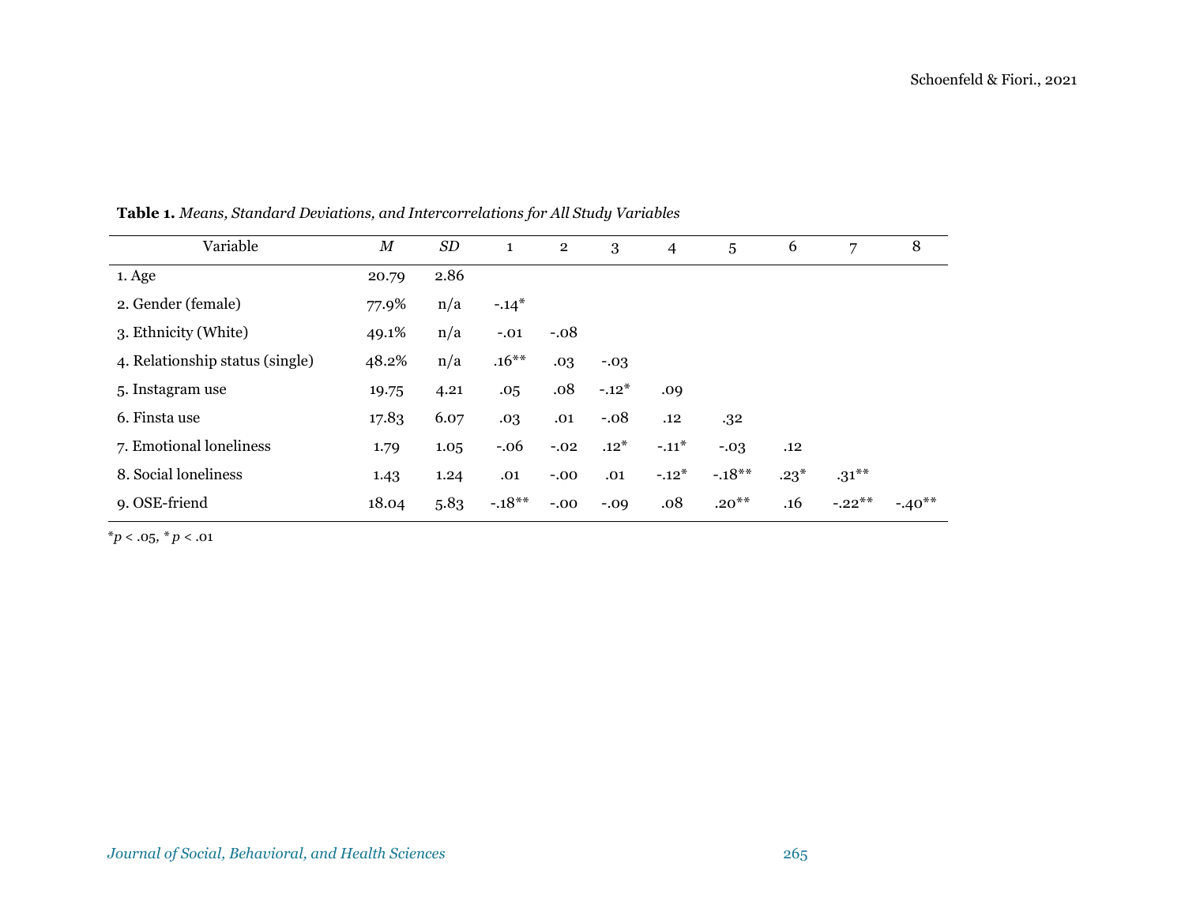**Table 1.** *Means, Standard Deviations, and Intercorrelations for All Study Variables*

| Variable | *M* | *SD* | 1 | 2 | 3 | 4 | 5 | 6 | 7 | 8 |
|---|---|---|---|---|---|---|---|---|---|---|
| 1. Age | 20.79 | 2.86 | | | | | | | | |
| 2. Gender (female) | 77.9% | n/a | -.14* | | | | | | | |
| 3. Ethnicity (White) | 49.1% | n/a | -.01 | -.08 | | | | | | |
| 4. Relationship status (single) | 48.2% | n/a | .16** | .03 | -.03 | | | | | |
| 5. Instagram use | 19.75 | 4.21 | .05 | .08 | -.12* | .09 | | | | |
| 6. Finsta use | 17.83 | 6.07 | .03 | .01 | -.08 | .12 | .32 | | | |
| 7. Emotional loneliness | 1.79 | 1.05 | -.06 | -.02 | .12* | -.11* | -.03 | .12 | | |
| 8. Social loneliness | 1.43 | 1.24 | .01 | -.00 | .01 | -.12* | -.18** | .23* | .31** | |
| 9. OSE-friend | 18.04 | 5.83 | -.18** | -.00 | -.09 | .08 | .20** | .16 | -.22** | -.40** |

**p* < .05, * *p* < .01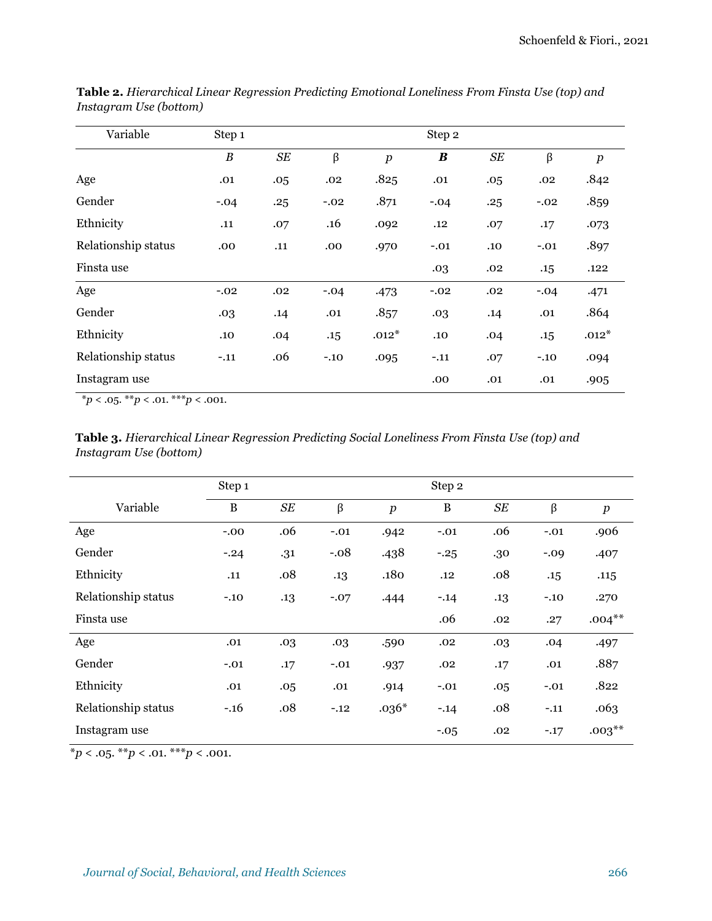**Table 2.** *Hierarchical Linear Regression Predicting Emotional Loneliness From Finsta Use (top) and Instagram Use (bottom)*

| Variable | Step 1 | | | | Step 2 | | | |
|---|---|---|---|---|---|---|---|---|
| | *B* | *SE* | β | *p* | ***B*** | *SE* | β | *p* |
| Age | .01 | .05 | .02 | .825 | .01 | .05 | .02 | .842 |
| Gender | -.04 | .25 | -.02 | .871 | -.04 | .25 | -.02 | .859 |
| Ethnicity | .11 | .07 | .16 | .092 | .12 | .07 | .17 | .073 |
| Relationship status | .00 | .11 | .00 | .970 | -.01 | .10 | -.01 | .897 |
| Finsta use | | | | | .03 | .02 | .15 | .122 |
| Age | -.02 | .02 | -.04 | .473 | -.02 | .02 | -.04 | .471 |
| Gender | .03 | .14 | .01 | .857 | .03 | .14 | .01 | .864 |
| Ethnicity | .10 | .04 | .15 | .012* | .10 | .04 | .15 | .012* |
| Relationship status | -.11 | .06 | -.10 | .095 | -.11 | .07 | -.10 | .094 |
| Instagram use | | | | | .00 | .01 | .01 | .905 |

**p* < .05. ***p* < .01. ****p* < .001.

**Table 3.** *Hierarchical Linear Regression Predicting Social Loneliness From Finsta Use (top) and Instagram Use (bottom)*

| Variable | Step 1 | | | | Step 2 | | | |
|---|---|---|---|---|---|---|---|---|
| | B | *SE* | β | *p* | B | *SE* | β | *p* |
| Age | -.00 | .06 | -.01 | .942 | -.01 | .06 | -.01 | .906 |
| Gender | -.24 | .31 | -.08 | .438 | -.25 | .30 | -.09 | .407 |
| Ethnicity | .11 | .08 | .13 | .180 | .12 | .08 | .15 | .115 |
| Relationship status | -.10 | .13 | -.07 | .444 | -.14 | .13 | -.10 | .270 |
| Finsta use | | | | | .06 | .02 | .27 | .004** |
| Age | .01 | .03 | .03 | .590 | .02 | .03 | .04 | .497 |
| Gender | -.01 | .17 | -.01 | .937 | .02 | .17 | .01 | .887 |
| Ethnicity | .01 | .05 | .01 | .914 | -.01 | .05 | -.01 | .822 |
| Relationship status | -.16 | .08 | -.12 | .036* | -.14 | .08 | -.11 | .063 |
| Instagram use | | | | | -.05 | .02 | -.17 | .003** |

**p* < .05. ***p* < .01. ****p* < .001.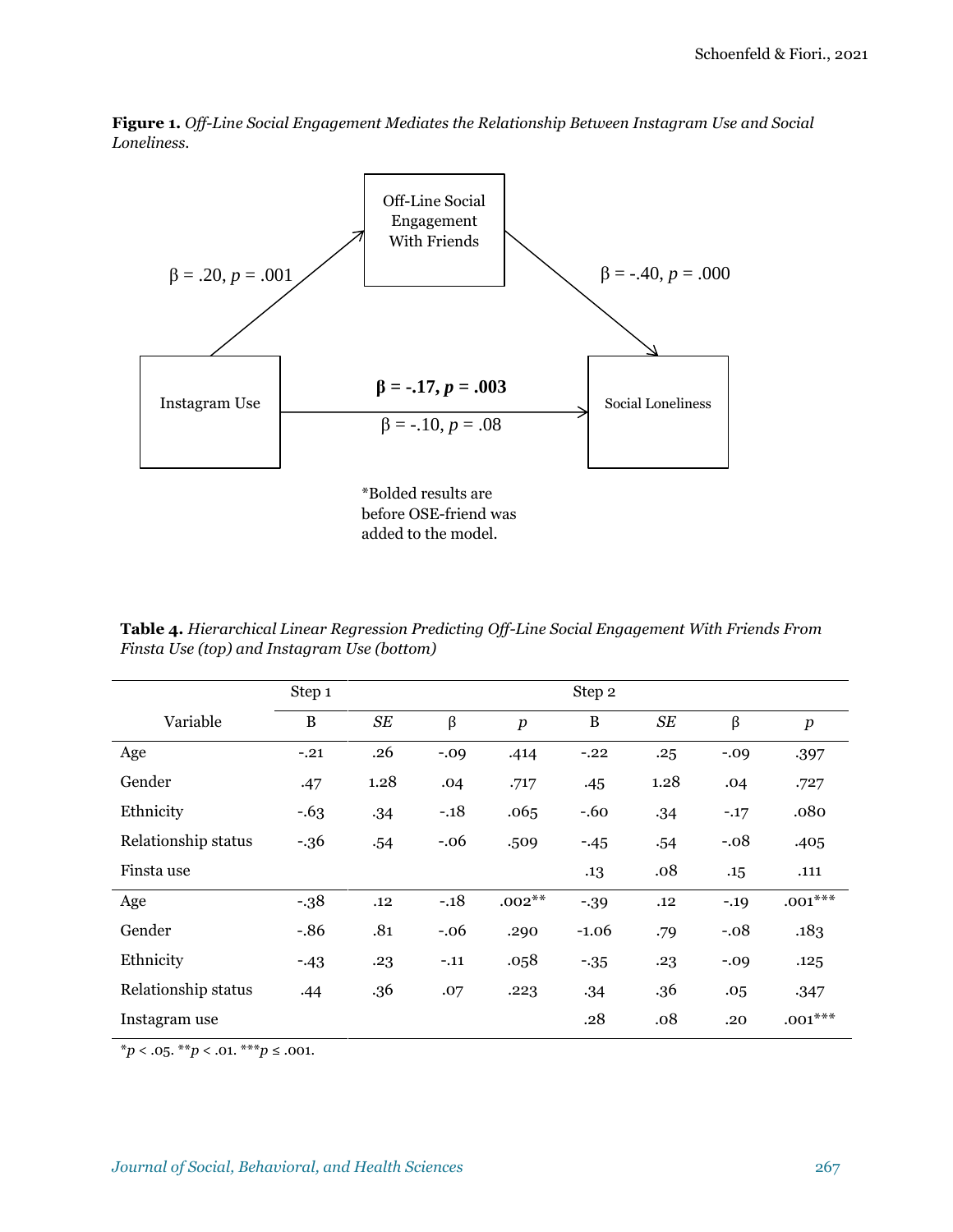**Figure 1.** *Off-Line Social Engagement Mediates the Relationship Between Instagram Use and Social Loneliness.*

Off-Line Social Engagement With Friends

β = .20, *p* = .001

β = -.40, *p* = .000

Instagram Use

**β = -.17, *p* = .003**

β = -.10, *p* = .08

Social Loneliness

*Bolded results are before OSE-friend was added to the model.

**Table 4.** *Hierarchical Linear Regression Predicting Off-Line Social Engagement With Friends From Finsta Use (top) and Instagram Use (bottom)*

| | Step 1 | Step 2 | | | | | | |
|---|---|---|---|---|---|---|---|---|
| Variable | B | *SE* | β | *p* | B | *SE* | β | *p* |
| Age | -.21 | .26 | -.09 | .414 | -.22 | .25 | -.09 | .397 |
| Gender | .47 | 1.28 | .04 | .717 | .45 | 1.28 | .04 | .727 |
| Ethnicity | -.63 | .34 | -.18 | .065 | -.60 | .34 | -.17 | .080 |
| Relationship status | -.36 | .54 | -.06 | .509 | -.45 | .54 | -.08 | .405 |
| Finsta use | | | | | .13 | .08 | .15 | .111 |
| Age | -.38 | .12 | -.18 | .002** | -.39 | .12 | -.19 | .001*** |
| Gender | -.86 | .81 | -.06 | .290 | -1.06 | .79 | -.08 | .183 |
| Ethnicity | -.43 | .23 | -.11 | .058 | -.35 | .23 | -.09 | .125 |
| Relationship status | .44 | .36 | .07 | .223 | .34 | .36 | .05 | .347 |
| Instagram use | | | | | .28 | .08 | .20 | .001*** |

*$p < .05$. **$p < .01$. ***$p \leq .001$.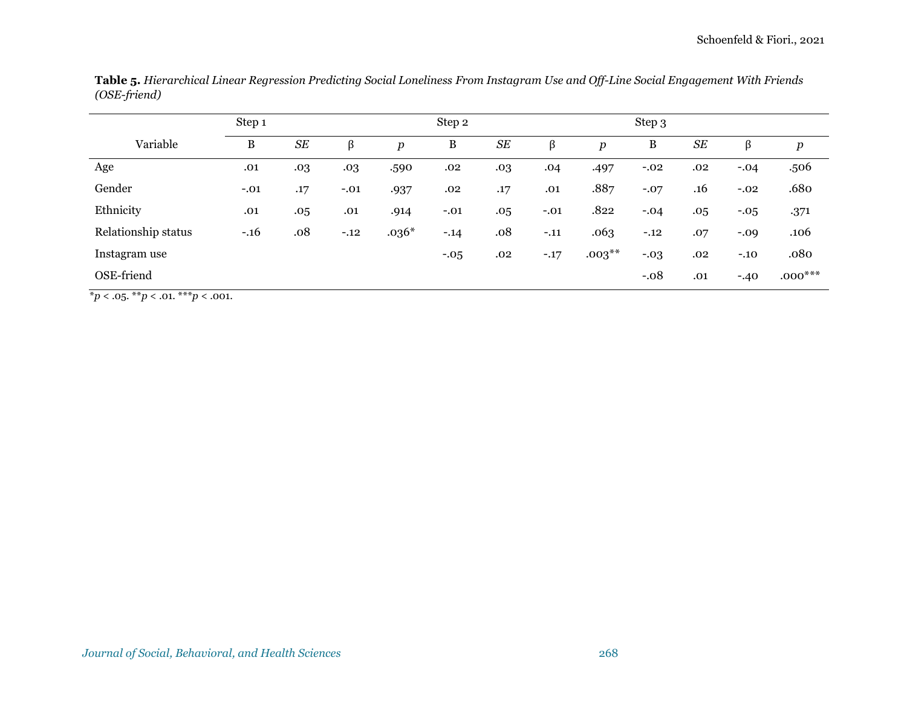**Table 5.** *Hierarchical Linear Regression Predicting Social Loneliness From Instagram Use and Off-Line Social Engagement With Friends (OSE-friend)*

| Variable | Step 1 | | | | Step 2 | | | | Step 3 | | | |
|---|---|---|---|---|---|---|---|---|---|---|---|---|
| | B | *SE* | β | *p* | B | *SE* | β | *p* | B | *SE* | β | *p* |
| Age | .01 | .03 | .03 | .590 | .02 | .03 | .04 | .497 | -.02 | .02 | -.04 | .506 |
| Gender | -.01 | .17 | -.01 | .937 | .02 | .17 | .01 | .887 | -.07 | .16 | -.02 | .680 |
| Ethnicity | .01 | .05 | .01 | .914 | -.01 | .05 | -.01 | .822 | -.04 | .05 | -.05 | .371 |
| Relationship status | -.16 | .08 | -.12 | .036* | -.14 | .08 | -.11 | .063 | -.12 | .07 | -.09 | .106 |
| Instagram use | | | | | -.05 | .02 | -.17 | .003** | -.03 | .02 | -.10 | .080 |
| OSE-friend | | | | | | | | | -.08 | .01 | -.40 | .000*** |

*$p < .05$. **$p < .01$. ***$p < .001$.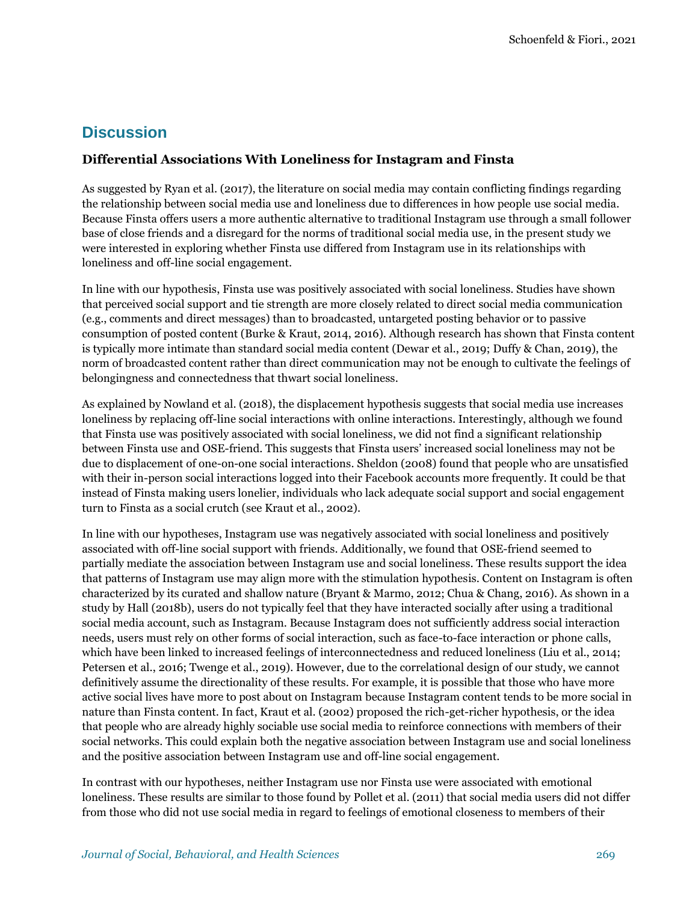## Discussion

### Differential Associations With Loneliness for Instagram and Finsta

As suggested by Ryan et al. (2017), the literature on social media may contain conflicting findings regarding the relationship between social media use and loneliness due to differences in how people use social media. Because Finsta offers users a more authentic alternative to traditional Instagram use through a small follower base of close friends and a disregard for the norms of traditional social media use, in the present study we were interested in exploring whether Finsta use differed from Instagram use in its relationships with loneliness and off-line social engagement.

In line with our hypothesis, Finsta use was positively associated with social loneliness. Studies have shown that perceived social support and tie strength are more closely related to direct social media communication (e.g., comments and direct messages) than to broadcasted, untargeted posting behavior or to passive consumption of posted content (Burke & Kraut, 2014, 2016). Although research has shown that Finsta content is typically more intimate than standard social media content (Dewar et al., 2019; Duffy & Chan, 2019), the norm of broadcasted content rather than direct communication may not be enough to cultivate the feelings of belongingness and connectedness that thwart social loneliness.

As explained by Nowland et al. (2018), the displacement hypothesis suggests that social media use increases loneliness by replacing off-line social interactions with online interactions. Interestingly, although we found that Finsta use was positively associated with social loneliness, we did not find a significant relationship between Finsta use and OSE-friend. This suggests that Finsta users' increased social loneliness may not be due to displacement of one-on-one social interactions. Sheldon (2008) found that people who are unsatisfied with their in-person social interactions logged into their Facebook accounts more frequently. It could be that instead of Finsta making users lonelier, individuals who lack adequate social support and social engagement turn to Finsta as a social crutch (see Kraut et al., 2002).

In line with our hypotheses, Instagram use was negatively associated with social loneliness and positively associated with off-line social support with friends. Additionally, we found that OSE-friend seemed to partially mediate the association between Instagram use and social loneliness. These results support the idea that patterns of Instagram use may align more with the stimulation hypothesis. Content on Instagram is often characterized by its curated and shallow nature (Bryant & Marmo, 2012; Chua & Chang, 2016). As shown in a study by Hall (2018b), users do not typically feel that they have interacted socially after using a traditional social media account, such as Instagram. Because Instagram does not sufficiently address social interaction needs, users must rely on other forms of social interaction, such as face-to-face interaction or phone calls, which have been linked to increased feelings of interconnectedness and reduced loneliness (Liu et al., 2014; Petersen et al., 2016; Twenge et al., 2019). However, due to the correlational design of our study, we cannot definitively assume the directionality of these results. For example, it is possible that those who have more active social lives have more to post about on Instagram because Instagram content tends to be more social in nature than Finsta content. In fact, Kraut et al. (2002) proposed the rich-get-richer hypothesis, or the idea that people who are already highly sociable use social media to reinforce connections with members of their social networks. This could explain both the negative association between Instagram use and social loneliness and the positive association between Instagram use and off-line social engagement.

In contrast with our hypotheses, neither Instagram use nor Finsta use were associated with emotional loneliness. These results are similar to those found by Pollet et al. (2011) that social media users did not differ from those who did not use social media in regard to feelings of emotional closeness to members of their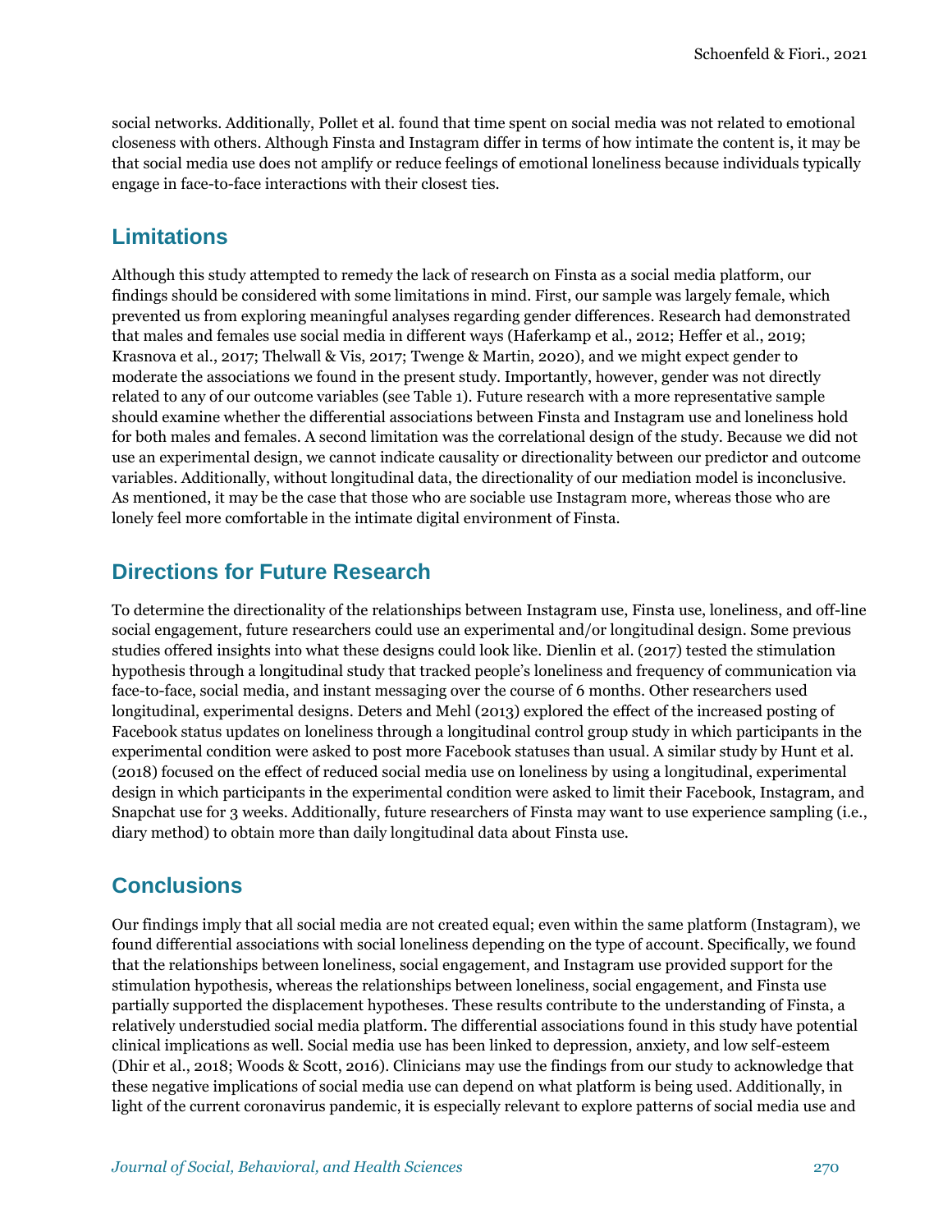social networks. Additionally, Pollet et al. found that time spent on social media was not related to emotional closeness with others. Although Finsta and Instagram differ in terms of how intimate the content is, it may be that social media use does not amplify or reduce feelings of emotional loneliness because individuals typically engage in face-to-face interactions with their closest ties.

## Limitations

Although this study attempted to remedy the lack of research on Finsta as a social media platform, our findings should be considered with some limitations in mind. First, our sample was largely female, which prevented us from exploring meaningful analyses regarding gender differences. Research had demonstrated that males and females use social media in different ways (Haferkamp et al., 2012; Heffer et al., 2019; Krasnova et al., 2017; Thelwall & Vis, 2017; Twenge & Martin, 2020), and we might expect gender to moderate the associations we found in the present study. Importantly, however, gender was not directly related to any of our outcome variables (see Table 1). Future research with a more representative sample should examine whether the differential associations between Finsta and Instagram use and loneliness hold for both males and females. A second limitation was the correlational design of the study. Because we did not use an experimental design, we cannot indicate causality or directionality between our predictor and outcome variables. Additionally, without longitudinal data, the directionality of our mediation model is inconclusive. As mentioned, it may be the case that those who are sociable use Instagram more, whereas those who are lonely feel more comfortable in the intimate digital environment of Finsta.

## Directions for Future Research

To determine the directionality of the relationships between Instagram use, Finsta use, loneliness, and off-line social engagement, future researchers could use an experimental and/or longitudinal design. Some previous studies offered insights into what these designs could look like. Dienlin et al. (2017) tested the stimulation hypothesis through a longitudinal study that tracked people's loneliness and frequency of communication via face-to-face, social media, and instant messaging over the course of 6 months. Other researchers used longitudinal, experimental designs. Deters and Mehl (2013) explored the effect of the increased posting of Facebook status updates on loneliness through a longitudinal control group study in which participants in the experimental condition were asked to post more Facebook statuses than usual. A similar study by Hunt et al. (2018) focused on the effect of reduced social media use on loneliness by using a longitudinal, experimental design in which participants in the experimental condition were asked to limit their Facebook, Instagram, and Snapchat use for 3 weeks. Additionally, future researchers of Finsta may want to use experience sampling (i.e., diary method) to obtain more than daily longitudinal data about Finsta use.

## Conclusions

Our findings imply that all social media are not created equal; even within the same platform (Instagram), we found differential associations with social loneliness depending on the type of account. Specifically, we found that the relationships between loneliness, social engagement, and Instagram use provided support for the stimulation hypothesis, whereas the relationships between loneliness, social engagement, and Finsta use partially supported the displacement hypotheses. These results contribute to the understanding of Finsta, a relatively understudied social media platform. The differential associations found in this study have potential clinical implications as well. Social media use has been linked to depression, anxiety, and low self-esteem (Dhir et al., 2018; Woods & Scott, 2016). Clinicians may use the findings from our study to acknowledge that these negative implications of social media use can depend on what platform is being used. Additionally, in light of the current coronavirus pandemic, it is especially relevant to explore patterns of social media use and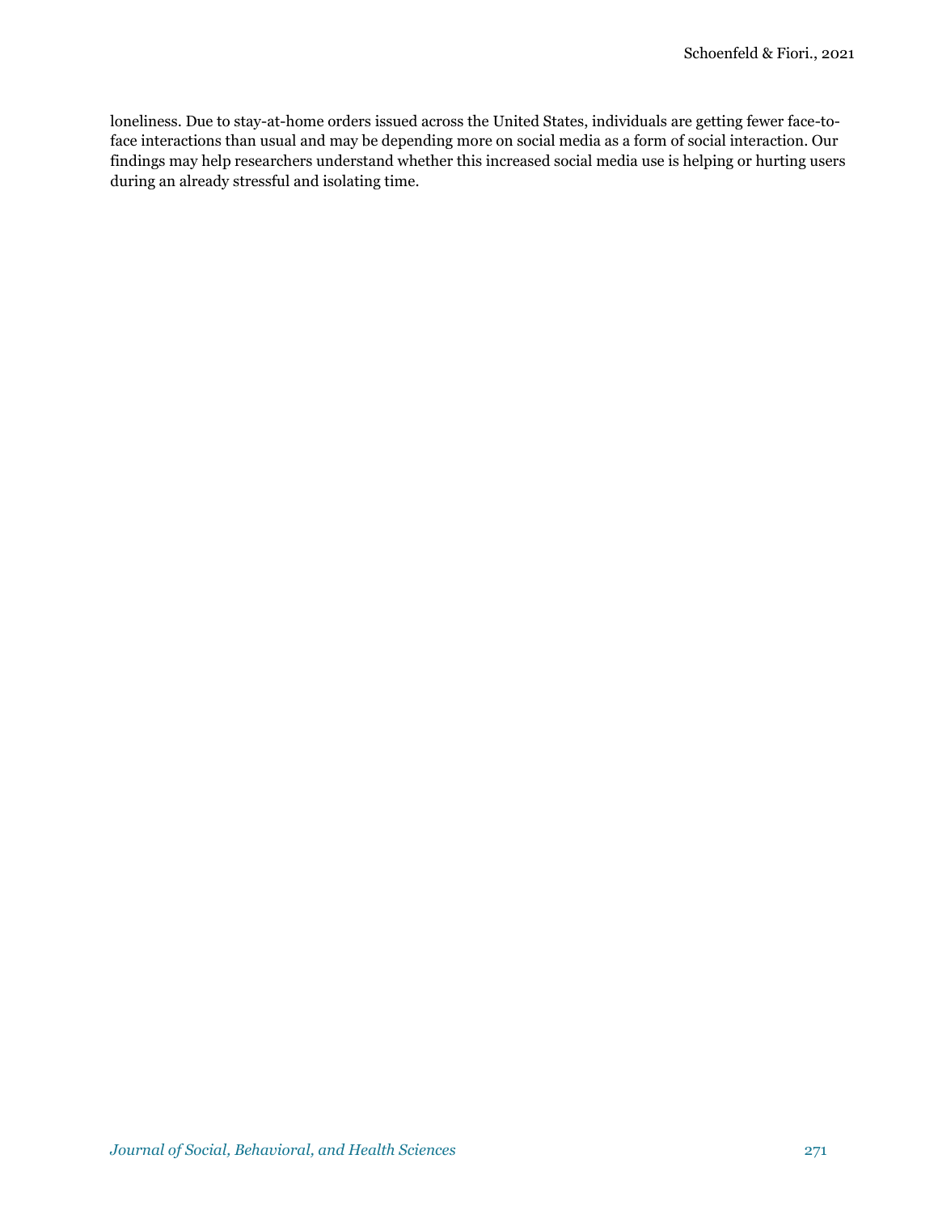loneliness. Due to stay-at-home orders issued across the United States, individuals are getting fewer face-to-face interactions than usual and may be depending more on social media as a form of social interaction. Our findings may help researchers understand whether this increased social media use is helping or hurting users during an already stressful and isolating time.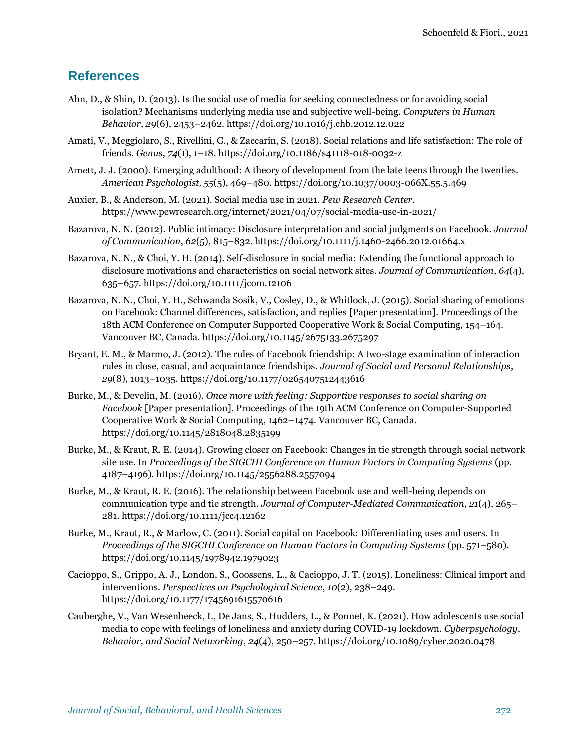## References

Ahn, D., & Shin, D. (2013). Is the social use of media for seeking connectedness or for avoiding social isolation? Mechanisms underlying media use and subjective well-being. *Computers in Human Behavior*, *29*(6), 2453–2462. https://doi.org/10.1016/j.chb.2012.12.022

Amati, V., Meggiolaro, S., Rivellini, G., & Zaccarin, S. (2018). Social relations and life satisfaction: The role of friends. *Genus*, *74*(1), 1–18. https://doi.org/10.1186/s41118-018-0032-z

Arnett, J. J. (2000). Emerging adulthood: A theory of development from the late teens through the twenties. *American Psychologist, 55*(5), 469–480. https://doi.org/10.1037/0003-066X.55.5.469

Auxier, B., & Anderson, M. (2021). Social media use in 2021. *Pew Research Center*. https://www.pewresearch.org/internet/2021/04/07/social-media-use-in-2021/

Bazarova, N. N. (2012). Public intimacy: Disclosure interpretation and social judgments on Facebook. *Journal of Communication*, *62*(5), 815–832. https://doi.org/10.1111/j.1460-2466.2012.01664.x

Bazarova, N. N., & Choi, Y. H. (2014). Self-disclosure in social media: Extending the functional approach to disclosure motivations and characteristics on social network sites. *Journal of Communication*, *64*(4), 635–657. https://doi.org/10.1111/jcom.12106

Bazarova, N. N., Choi, Y. H., Schwanda Sosik, V., Cosley, D., & Whitlock, J. (2015). Social sharing of emotions on Facebook: Channel differences, satisfaction, and replies [Paper presentation]. Proceedings of the 18th ACM Conference on Computer Supported Cooperative Work & Social Computing, 154–164. Vancouver BC, Canada. https://doi.org/10.1145/2675133.2675297

Bryant, E. M., & Marmo, J. (2012). The rules of Facebook friendship: A two-stage examination of interaction rules in close, casual, and acquaintance friendships. *Journal of Social and Personal Relationships*, *29*(8), 1013–1035. https://doi.org/10.1177/0265407512443616

Burke, M., & Develin, M. (2016). *Once more with feeling: Supportive responses to social sharing on Facebook* [Paper presentation]. Proceedings of the 19th ACM Conference on Computer-Supported Cooperative Work & Social Computing, 1462–1474. Vancouver BC, Canada. https://doi.org/10.1145/2818048.2835199

Burke, M., & Kraut, R. E. (2014). Growing closer on Facebook: Changes in tie strength through social network site use. In *Proceedings of the SIGCHI Conference on Human Factors in Computing Systems* (pp. 4187–4196). https://doi.org/10.1145/2556288.2557094

Burke, M., & Kraut, R. E. (2016). The relationship between Facebook use and well-being depends on communication type and tie strength. *Journal of Computer-Mediated Communication*, *21*(4), 265–281. https://doi.org/10.1111/jcc4.12162

Burke, M., Kraut, R., & Marlow, C. (2011). Social capital on Facebook: Differentiating uses and users. In *Proceedings of the SIGCHI Conference on Human Factors in Computing Systems* (pp. 571–580). https://doi.org/10.1145/1978942.1979023

Cacioppo, S., Grippo, A. J., London, S., Goossens, L., & Cacioppo, J. T. (2015). Loneliness: Clinical import and interventions. *Perspectives on Psychological Science*, *10*(2), 238–249. https://doi.org/10.1177/1745691615570616

Cauberghe, V., Van Wesenbeeck, I., De Jans, S., Hudders, L., & Ponnet, K. (2021). How adolescents use social media to cope with feelings of loneliness and anxiety during COVID-19 lockdown. *Cyberpsychology, Behavior, and Social Networking*, *24*(4), 250–257. https://doi.org/10.1089/cyber.2020.0478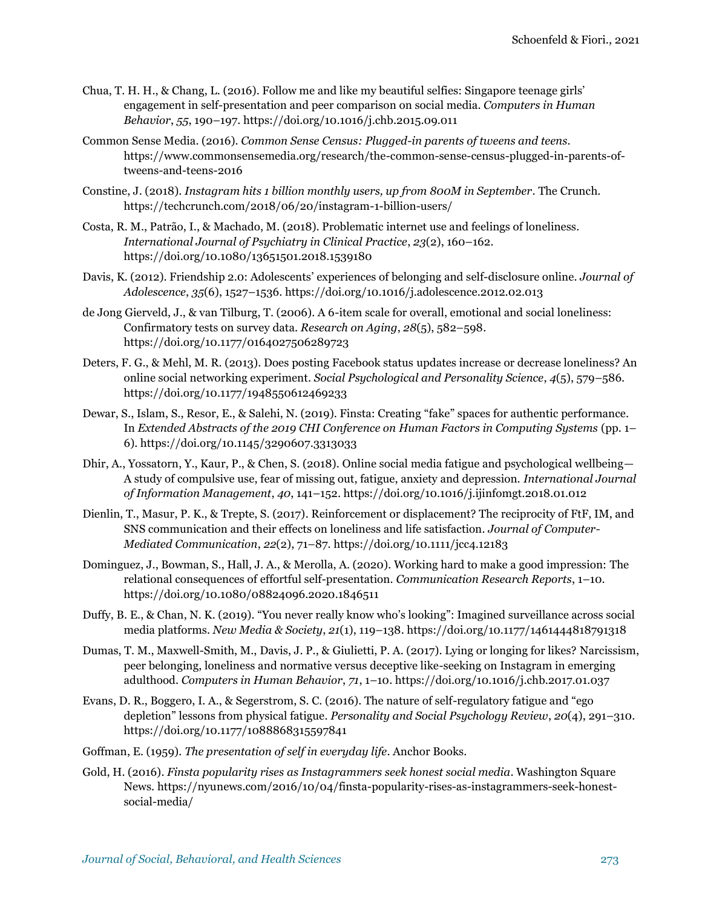Chua, T. H. H., & Chang, L. (2016). Follow me and like my beautiful selfies: Singapore teenage girls' engagement in self-presentation and peer comparison on social media. *Computers in Human Behavior*, *55*, 190–197. https://doi.org/10.1016/j.chb.2015.09.011

Common Sense Media. (2016). *Common Sense Census: Plugged-in parents of tweens and teens*. https://www.commonsensemedia.org/research/the-common-sense-census-plugged-in-parents-of-tweens-and-teens-2016

Constine, J. (2018). *Instagram hits 1 billion monthly users, up from 800M in September*. The Crunch. https://techcrunch.com/2018/06/20/instagram-1-billion-users/

Costa, R. M., Patrão, I., & Machado, M. (2018). Problematic internet use and feelings of loneliness. *International Journal of Psychiatry in Clinical Practice*, *23*(2), 160–162. https://doi.org/10.1080/13651501.2018.1539180

Davis, K. (2012). Friendship 2.0: Adolescents' experiences of belonging and self-disclosure online. *Journal of Adolescence*, *35*(6), 1527–1536. https://doi.org/10.1016/j.adolescence.2012.02.013

de Jong Gierveld, J., & van Tilburg, T. (2006). A 6-item scale for overall, emotional and social loneliness: Confirmatory tests on survey data. *Research on Aging*, *28*(5), 582–598. https://doi.org/10.1177/0164027506289723

Deters, F. G., & Mehl, M. R. (2013). Does posting Facebook status updates increase or decrease loneliness? An online social networking experiment. *Social Psychological and Personality Science*, *4*(5), 579–586. https://doi.org/10.1177/1948550612469233

Dewar, S., Islam, S., Resor, E., & Salehi, N. (2019). Finsta: Creating "fake" spaces for authentic performance. In *Extended Abstracts of the 2019 CHI Conference on Human Factors in Computing Systems* (pp. 1–6). https://doi.org/10.1145/3290607.3313033

Dhir, A., Yossatorn, Y., Kaur, P., & Chen, S. (2018). Online social media fatigue and psychological wellbeing—A study of compulsive use, fear of missing out, fatigue, anxiety and depression. *International Journal of Information Management*, *40*, 141–152. https://doi.org/10.1016/j.ijinfomgt.2018.01.012

Dienlin, T., Masur, P. K., & Trepte, S. (2017). Reinforcement or displacement? The reciprocity of FtF, IM, and SNS communication and their effects on loneliness and life satisfaction. *Journal of Computer-Mediated Communication*, *22*(2), 71–87. https://doi.org/10.1111/jcc4.12183

Dominguez, J., Bowman, S., Hall, J. A., & Merolla, A. (2020). Working hard to make a good impression: The relational consequences of effortful self-presentation. *Communication Research Reports*, 1–10. https://doi.org/10.1080/08824096.2020.1846511

Duffy, B. E., & Chan, N. K. (2019). "You never really know who's looking": Imagined surveillance across social media platforms. *New Media & Society*, *21*(1), 119–138. https://doi.org/10.1177/1461444818791318

Dumas, T. M., Maxwell-Smith, M., Davis, J. P., & Giulietti, P. A. (2017). Lying or longing for likes? Narcissism, peer belonging, loneliness and normative versus deceptive like-seeking on Instagram in emerging adulthood. *Computers in Human Behavior*, *71*, 1–10. https://doi.org/10.1016/j.chb.2017.01.037

Evans, D. R., Boggero, I. A., & Segerstrom, S. C. (2016). The nature of self-regulatory fatigue and "ego depletion" lessons from physical fatigue. *Personality and Social Psychology Review*, *20*(4), 291–310. https://doi.org/10.1177/1088868315597841

Goffman, E. (1959). *The presentation of self in everyday life*. Anchor Books.

Gold, H. (2016). *Finsta popularity rises as Instagrammers seek honest social media*. Washington Square News. https://nyunews.com/2016/10/04/finsta-popularity-rises-as-instagrammers-seek-honest-social-media/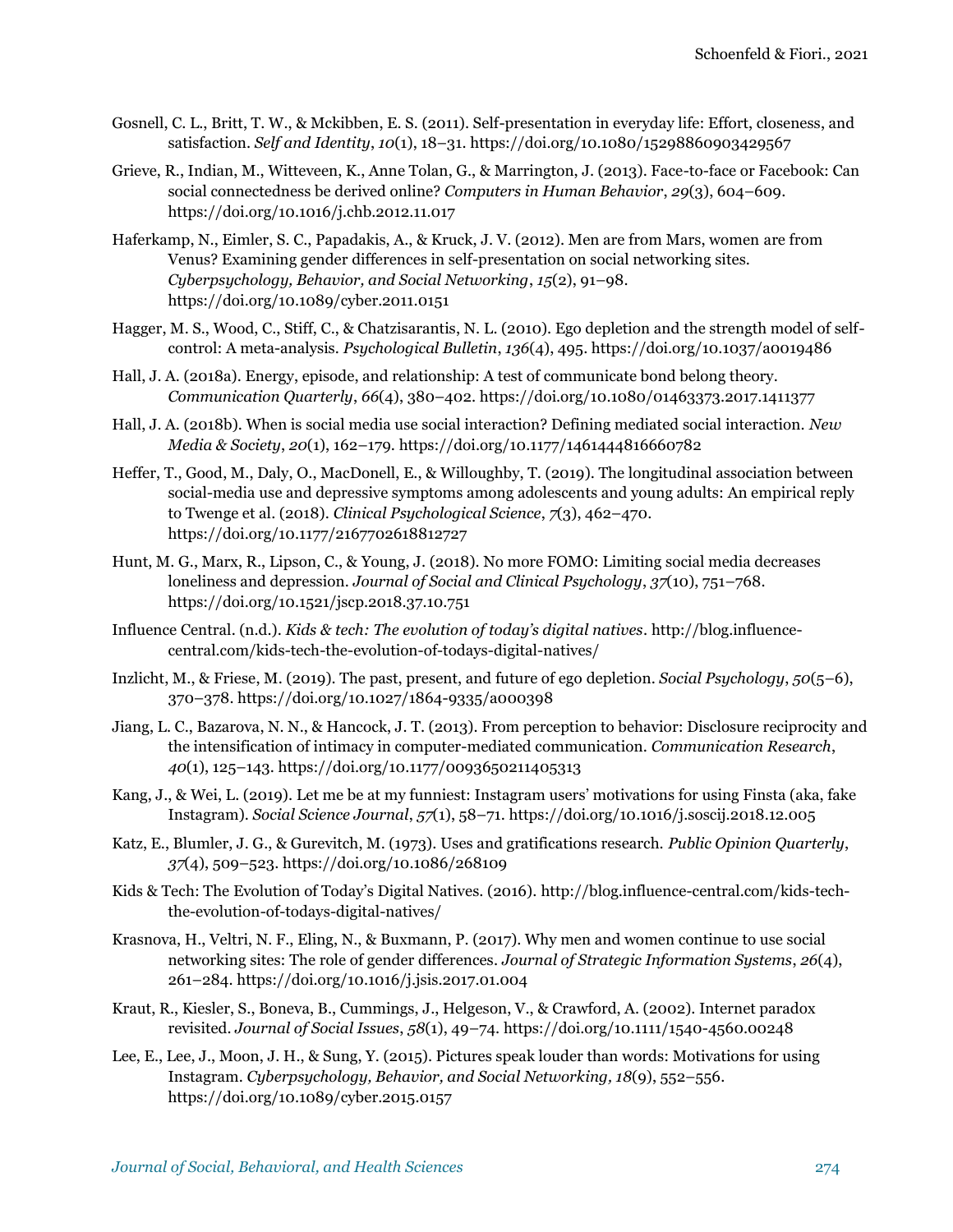Gosnell, C. L., Britt, T. W., & Mckibben, E. S. (2011). Self-presentation in everyday life: Effort, closeness, and satisfaction. *Self and Identity*, *10*(1), 18–31. https://doi.org/10.1080/15298860903429567

Grieve, R., Indian, M., Witteveen, K., Anne Tolan, G., & Marrington, J. (2013). Face-to-face or Facebook: Can social connectedness be derived online? *Computers in Human Behavior*, *29*(3), 604–609. https://doi.org/10.1016/j.chb.2012.11.017

Haferkamp, N., Eimler, S. C., Papadakis, A., & Kruck, J. V. (2012). Men are from Mars, women are from Venus? Examining gender differences in self-presentation on social networking sites. *Cyberpsychology, Behavior, and Social Networking*, *15*(2), 91–98. https://doi.org/10.1089/cyber.2011.0151

Hagger, M. S., Wood, C., Stiff, C., & Chatzisarantis, N. L. (2010). Ego depletion and the strength model of self-control: A meta-analysis. *Psychological Bulletin*, *136*(4), 495. https://doi.org/10.1037/a0019486

Hall, J. A. (2018a). Energy, episode, and relationship: A test of communicate bond belong theory. *Communication Quarterly*, *66*(4), 380–402. https://doi.org/10.1080/01463373.2017.1411377

Hall, J. A. (2018b). When is social media use social interaction? Defining mediated social interaction. *New Media & Society*, *20*(1), 162–179. https://doi.org/10.1177/1461444816660782

Heffer, T., Good, M., Daly, O., MacDonell, E., & Willoughby, T. (2019). The longitudinal association between social-media use and depressive symptoms among adolescents and young adults: An empirical reply to Twenge et al. (2018). *Clinical Psychological Science*, *7*(3), 462–470. https://doi.org/10.1177/2167702618812727

Hunt, M. G., Marx, R., Lipson, C., & Young, J. (2018). No more FOMO: Limiting social media decreases loneliness and depression. *Journal of Social and Clinical Psychology*, *37*(10), 751–768. https://doi.org/10.1521/jscp.2018.37.10.751

Influence Central. (n.d.). *Kids & tech: The evolution of today's digital natives*. http://blog.influence-central.com/kids-tech-the-evolution-of-todays-digital-natives/

Inzlicht, M., & Friese, M. (2019). The past, present, and future of ego depletion. *Social Psychology*, *50*(5–6), 370–378. https://doi.org/10.1027/1864-9335/a000398

Jiang, L. C., Bazarova, N. N., & Hancock, J. T. (2013). From perception to behavior: Disclosure reciprocity and the intensification of intimacy in computer-mediated communication. *Communication Research*, *40*(1), 125–143. https://doi.org/10.1177/0093650211405313

Kang, J., & Wei, L. (2019). Let me be at my funniest: Instagram users' motivations for using Finsta (aka, fake Instagram). *Social Science Journal*, *57*(1), 58–71. https://doi.org/10.1016/j.soscij.2018.12.005

Katz, E., Blumler, J. G., & Gurevitch, M. (1973). Uses and gratifications research. *Public Opinion Quarterly*, *37*(4), 509–523. https://doi.org/10.1086/268109

Kids & Tech: The Evolution of Today's Digital Natives. (2016). http://blog.influence-central.com/kids-tech-the-evolution-of-todays-digital-natives/

Krasnova, H., Veltri, N. F., Eling, N., & Buxmann, P. (2017). Why men and women continue to use social networking sites: The role of gender differences. *Journal of Strategic Information Systems*, *26*(4), 261–284. https://doi.org/10.1016/j.jsis.2017.01.004

Kraut, R., Kiesler, S., Boneva, B., Cummings, J., Helgeson, V., & Crawford, A. (2002). Internet paradox revisited. *Journal of Social Issues*, *58*(1), 49–74. https://doi.org/10.1111/1540-4560.00248

Lee, E., Lee, J., Moon, J. H., & Sung, Y. (2015). Pictures speak louder than words: Motivations for using Instagram. *Cyberpsychology, Behavior, and Social Networking, 18*(9), 552–556. https://doi.org/10.1089/cyber.2015.0157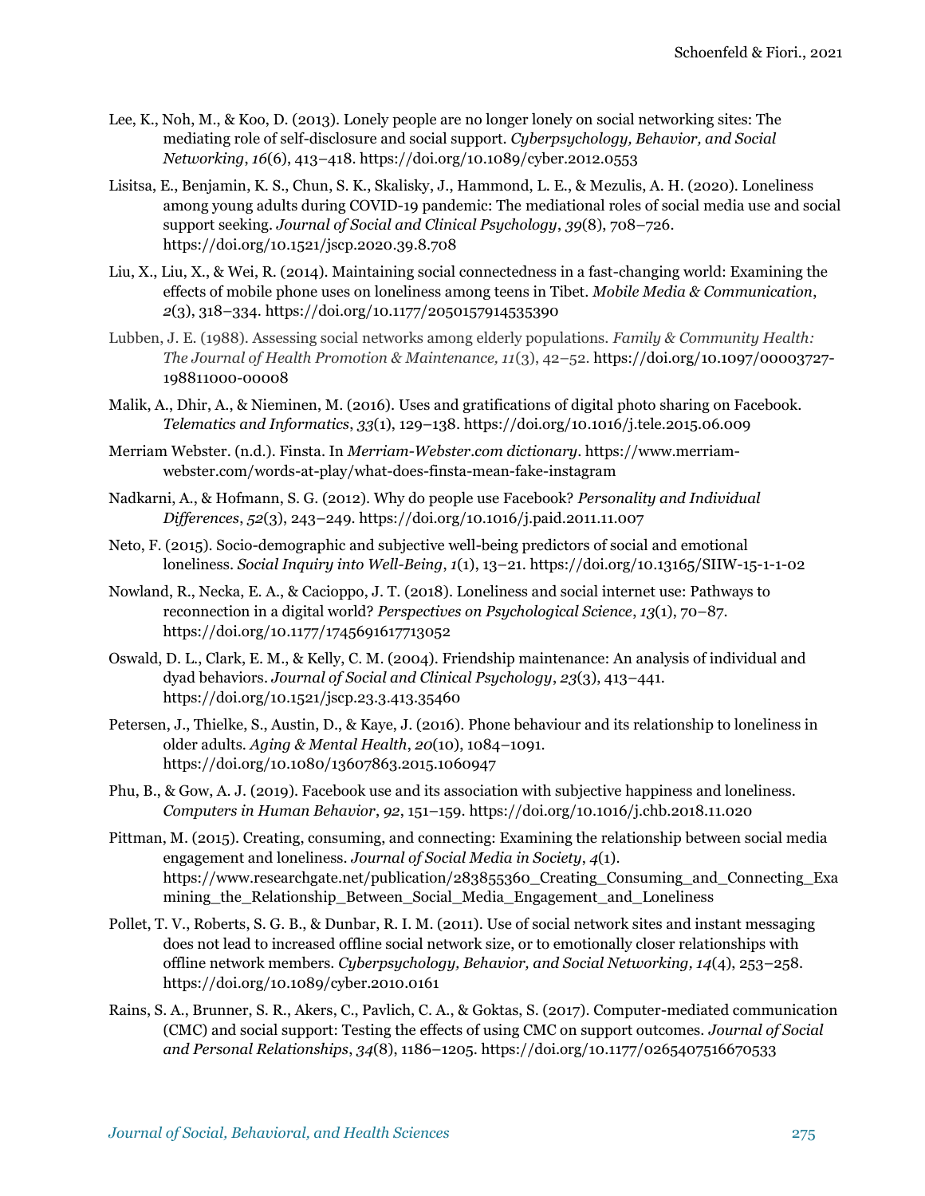Lee, K., Noh, M., & Koo, D. (2013). Lonely people are no longer lonely on social networking sites: The mediating role of self-disclosure and social support. *Cyberpsychology, Behavior, and Social Networking*, *16*(6), 413–418. https://doi.org/10.1089/cyber.2012.0553

Lisitsa, E., Benjamin, K. S., Chun, S. K., Skalisky, J., Hammond, L. E., & Mezulis, A. H. (2020). Loneliness among young adults during COVID-19 pandemic: The mediational roles of social media use and social support seeking. *Journal of Social and Clinical Psychology*, *39*(8), 708–726. https://doi.org/10.1521/jscp.2020.39.8.708

Liu, X., Liu, X., & Wei, R. (2014). Maintaining social connectedness in a fast-changing world: Examining the effects of mobile phone uses on loneliness among teens in Tibet. *Mobile Media & Communication*, *2*(3), 318–334. https://doi.org/10.1177/2050157914535390

Lubben, J. E. (1988). Assessing social networks among elderly populations. *Family & Community Health: The Journal of Health Promotion & Maintenance, 11*(3), 42–52. https://doi.org/10.1097/00003727-198811000-00008

Malik, A., Dhir, A., & Nieminen, M. (2016). Uses and gratifications of digital photo sharing on Facebook. *Telematics and Informatics*, *33*(1), 129–138. https://doi.org/10.1016/j.tele.2015.06.009

Merriam Webster. (n.d.). Finsta. In *Merriam-Webster.com dictionary*. https://www.merriam-webster.com/words-at-play/what-does-finsta-mean-fake-instagram

Nadkarni, A., & Hofmann, S. G. (2012). Why do people use Facebook? *Personality and Individual Differences*, *52*(3), 243–249. https://doi.org/10.1016/j.paid.2011.11.007

Neto, F. (2015). Socio-demographic and subjective well-being predictors of social and emotional loneliness. *Social Inquiry into Well-Being*, *1*(1), 13–21. https://doi.org/10.13165/SIIW-15-1-1-02

Nowland, R., Necka, E. A., & Cacioppo, J. T. (2018). Loneliness and social internet use: Pathways to reconnection in a digital world? *Perspectives on Psychological Science*, *13*(1), 70–87. https://doi.org/10.1177/1745691617713052

Oswald, D. L., Clark, E. M., & Kelly, C. M. (2004). Friendship maintenance: An analysis of individual and dyad behaviors. *Journal of Social and Clinical Psychology*, *23*(3), 413–441. https://doi.org/10.1521/jscp.23.3.413.35460

Petersen, J., Thielke, S., Austin, D., & Kaye, J. (2016). Phone behaviour and its relationship to loneliness in older adults. *Aging & Mental Health*, *20*(10), 1084–1091. https://doi.org/10.1080/13607863.2015.1060947

Phu, B., & Gow, A. J. (2019). Facebook use and its association with subjective happiness and loneliness. *Computers in Human Behavior*, *92*, 151–159. https://doi.org/10.1016/j.chb.2018.11.020

Pittman, M. (2015). Creating, consuming, and connecting: Examining the relationship between social media engagement and loneliness. *Journal of Social Media in Society*, *4*(1). https://www.researchgate.net/publication/283855360_Creating_Consuming_and_Connecting_Examining_the_Relationship_Between_Social_Media_Engagement_and_Loneliness

Pollet, T. V., Roberts, S. G. B., & Dunbar, R. I. M. (2011). Use of social network sites and instant messaging does not lead to increased offline social network size, or to emotionally closer relationships with offline network members. *Cyberpsychology, Behavior, and Social Networking, 14*(4), 253–258. https://doi.org/10.1089/cyber.2010.0161

Rains, S. A., Brunner, S. R., Akers, C., Pavlich, C. A., & Goktas, S. (2017). Computer-mediated communication (CMC) and social support: Testing the effects of using CMC on support outcomes. *Journal of Social and Personal Relationships*, *34*(8), 1186–1205. https://doi.org/10.1177/0265407516670533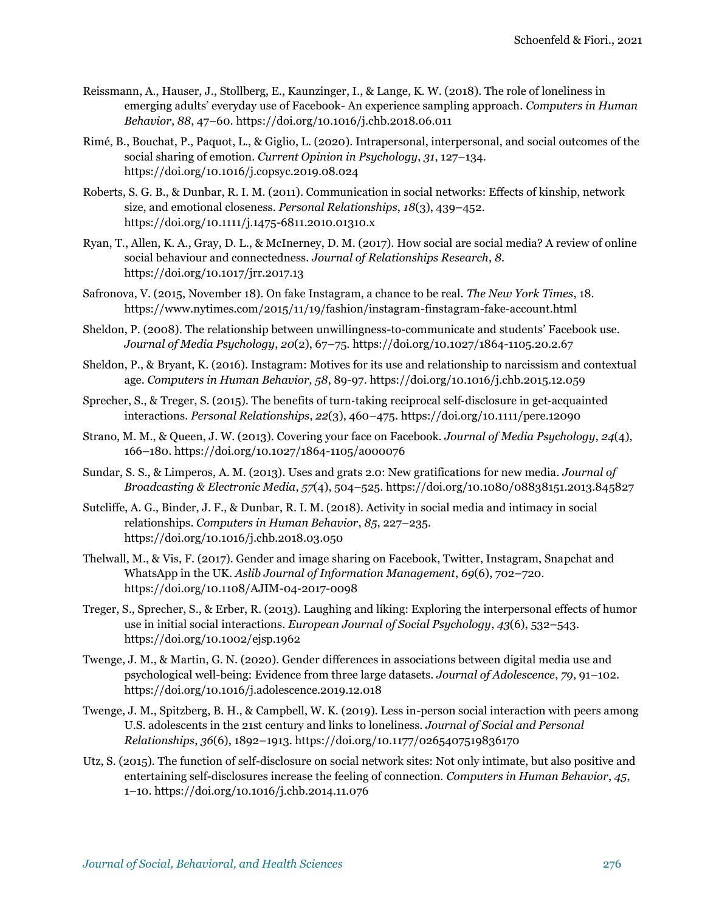Reissmann, A., Hauser, J., Stollberg, E., Kaunzinger, I., & Lange, K. W. (2018). The role of loneliness in emerging adults' everyday use of Facebook- An experience sampling approach. *Computers in Human Behavior*, *88*, 47–60. https://doi.org/10.1016/j.chb.2018.06.011

Rimé, B., Bouchat, P., Paquot, L., & Giglio, L. (2020). Intrapersonal, interpersonal, and social outcomes of the social sharing of emotion. *Current Opinion in Psychology*, *31*, 127–134. https://doi.org/10.1016/j.copsyc.2019.08.024

Roberts, S. G. B., & Dunbar, R. I. M. (2011). Communication in social networks: Effects of kinship, network size, and emotional closeness. *Personal Relationships*, *18*(3), 439–452. https://doi.org/10.1111/j.1475-6811.2010.01310.x

Ryan, T., Allen, K. A., Gray, D. L., & McInerney, D. M. (2017). How social are social media? A review of online social behaviour and connectedness. *Journal of Relationships Research*, *8*. https://doi.org/10.1017/jrr.2017.13

Safronova, V. (2015, November 18). On fake Instagram, a chance to be real. *The New York Times*, 18. https://www.nytimes.com/2015/11/19/fashion/instagram-finstagram-fake-account.html

Sheldon, P. (2008). The relationship between unwillingness-to-communicate and students' Facebook use. *Journal of Media Psychology*, *20*(2), 67–75. https://doi.org/10.1027/1864-1105.20.2.67

Sheldon, P., & Bryant, K. (2016). Instagram: Motives for its use and relationship to narcissism and contextual age. *Computers in Human Behavior, 58*, 89-97. https://doi.org/10.1016/j.chb.2015.12.059

Sprecher, S., & Treger, S. (2015). The benefits of turn-taking reciprocal self-disclosure in get-acquainted interactions. *Personal Relationships*, *22*(3), 460–475. https://doi.org/10.1111/pere.12090

Strano, M. M., & Queen, J. W. (2013). Covering your face on Facebook. *Journal of Media Psychology*, *24*(4), 166–180. https://doi.org/10.1027/1864-1105/a000076

Sundar, S. S., & Limperos, A. M. (2013). Uses and grats 2.0: New gratifications for new media. *Journal of Broadcasting & Electronic Media*, *57*(4), 504–525. https://doi.org/10.1080/08838151.2013.845827

Sutcliffe, A. G., Binder, J. F., & Dunbar, R. I. M. (2018). Activity in social media and intimacy in social relationships. *Computers in Human Behavior*, *85*, 227–235. https://doi.org/10.1016/j.chb.2018.03.050

Thelwall, M., & Vis, F. (2017). Gender and image sharing on Facebook, Twitter, Instagram, Snapchat and WhatsApp in the UK. *Aslib Journal of Information Management*, *69*(6), 702–720. https://doi.org/10.1108/AJIM-04-2017-0098

Treger, S., Sprecher, S., & Erber, R. (2013). Laughing and liking: Exploring the interpersonal effects of humor use in initial social interactions. *European Journal of Social Psychology*, *43*(6), 532–543. https://doi.org/10.1002/ejsp.1962

Twenge, J. M., & Martin, G. N. (2020). Gender differences in associations between digital media use and psychological well-being: Evidence from three large datasets. *Journal of Adolescence*, *79*, 91–102. https://doi.org/10.1016/j.adolescence.2019.12.018

Twenge, J. M., Spitzberg, B. H., & Campbell, W. K. (2019). Less in-person social interaction with peers among U.S. adolescents in the 21st century and links to loneliness. *Journal of Social and Personal Relationships*, *36*(6), 1892–1913. https://doi.org/10.1177/0265407519836170

Utz, S. (2015). The function of self-disclosure on social network sites: Not only intimate, but also positive and entertaining self-disclosures increase the feeling of connection. *Computers in Human Behavior*, *45*, 1–10. https://doi.org/10.1016/j.chb.2014.11.076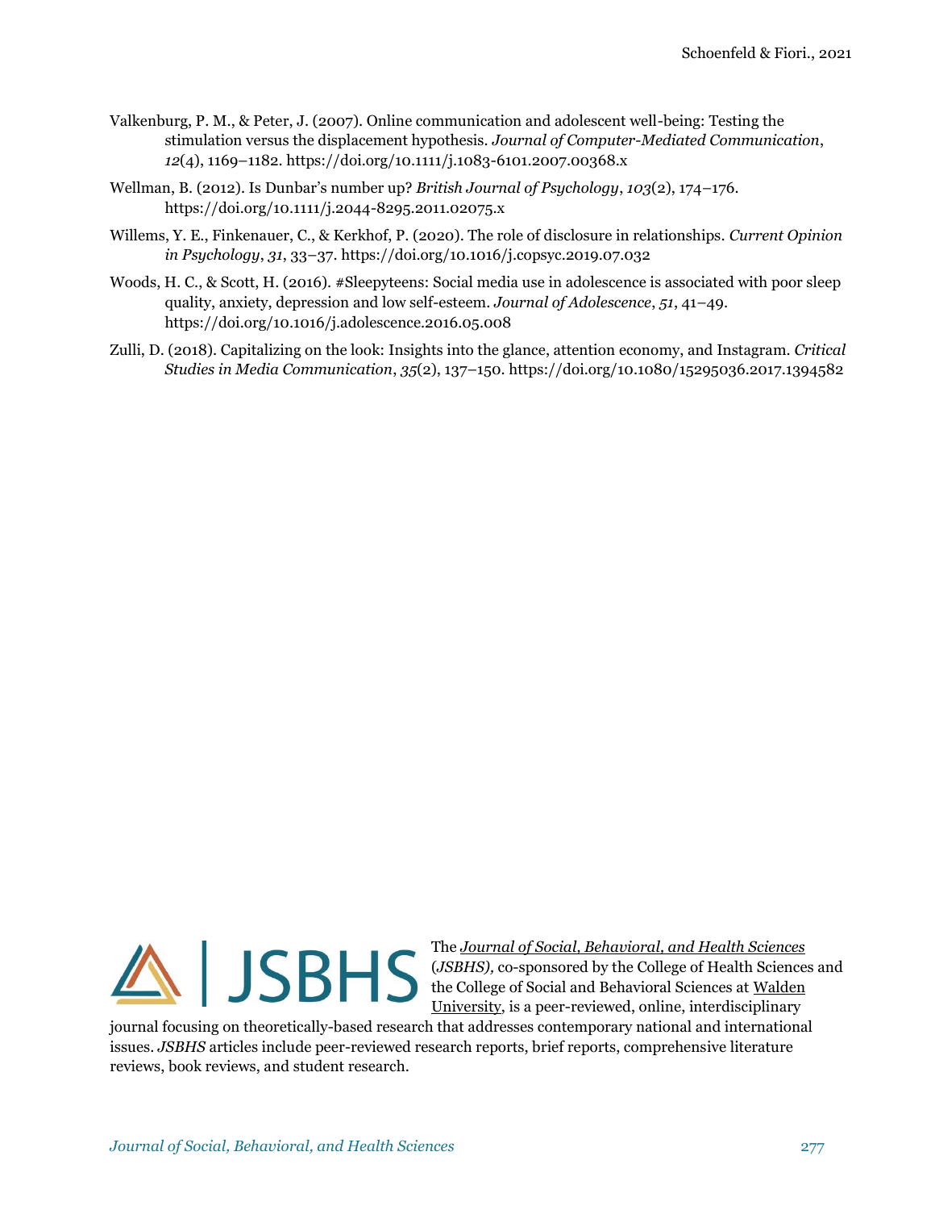Valkenburg, P. M., & Peter, J. (2007). Online communication and adolescent well-being: Testing the stimulation versus the displacement hypothesis. *Journal of Computer-Mediated Communication*, *12*(4), 1169–1182. https://doi.org/10.1111/j.1083-6101.2007.00368.x

Wellman, B. (2012). Is Dunbar's number up? *British Journal of Psychology*, *103*(2), 174–176. https://doi.org/10.1111/j.2044-8295.2011.02075.x

Willems, Y. E., Finkenauer, C., & Kerkhof, P. (2020). The role of disclosure in relationships. *Current Opinion in Psychology*, *31*, 33–37. https://doi.org/10.1016/j.copsyc.2019.07.032

Woods, H. C., & Scott, H. (2016). #Sleepyteens: Social media use in adolescence is associated with poor sleep quality, anxiety, depression and low self-esteem. *Journal of Adolescence*, *51*, 41–49. https://doi.org/10.1016/j.adolescence.2016.05.008

Zulli, D. (2018). Capitalizing on the look: Insights into the glance, attention economy, and Instagram. *Critical Studies in Media Communication*, *35*(2), 137–150. https://doi.org/10.1080/15295036.2017.1394582

JSBHS

The *Journal of Social, Behavioral, and Health Sciences* (*JSBHS),* co-sponsored by the College of Health Sciences and the College of Social and Behavioral Sciences at Walden University, is a peer-reviewed, online, interdisciplinary journal focusing on theoretically-based research that addresses contemporary national and international issues. *JSBHS* articles include peer-reviewed research reports, brief reports, comprehensive literature reviews, book reviews, and student research.